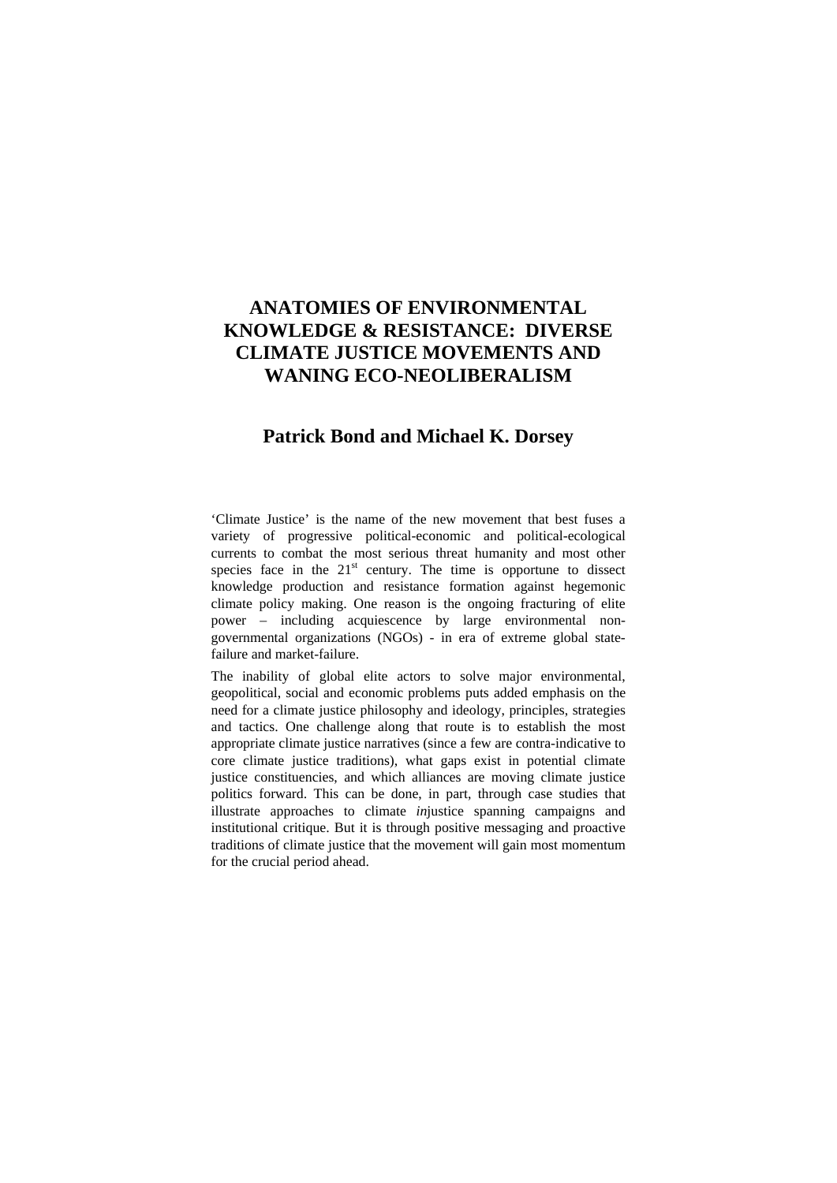# ANATOMIES OF ENVIRONMENTAL KNOWLEDGE & RESISTANCE: DIVERSE CLIMATE JUSTICE MOVEMENTS AND WANING ECO-NEOLIBERALISM

## Patrick Bond and Michael K. Dorsey

'Climate Justice' is the name of the new movement that best fuses a variety of progressive political-economic and political-ecological currents to combat the most serious threat humanity and most other species face in the 21st century. The time is opportune to dissect knowledge production and resistance formation against hegemonic climate policy making. One reason is the ongoing fracturing of elite power – including acquiescence by large environmental non-governmental organizations (NGOs) - in era of extreme global state-failure and market-failure.

The inability of global elite actors to solve major environmental, geopolitical, social and economic problems puts added emphasis on the need for a climate justice philosophy and ideology, principles, strategies and tactics. One challenge along that route is to establish the most appropriate climate justice narratives (since a few are contra-indicative to core climate justice traditions), what gaps exist in potential climate justice constituencies, and which alliances are moving climate justice politics forward. This can be done, in part, through case studies that illustrate approaches to climate *in*justice spanning campaigns and institutional critique. But it is through positive messaging and proactive traditions of climate justice that the movement will gain most momentum for the crucial period ahead.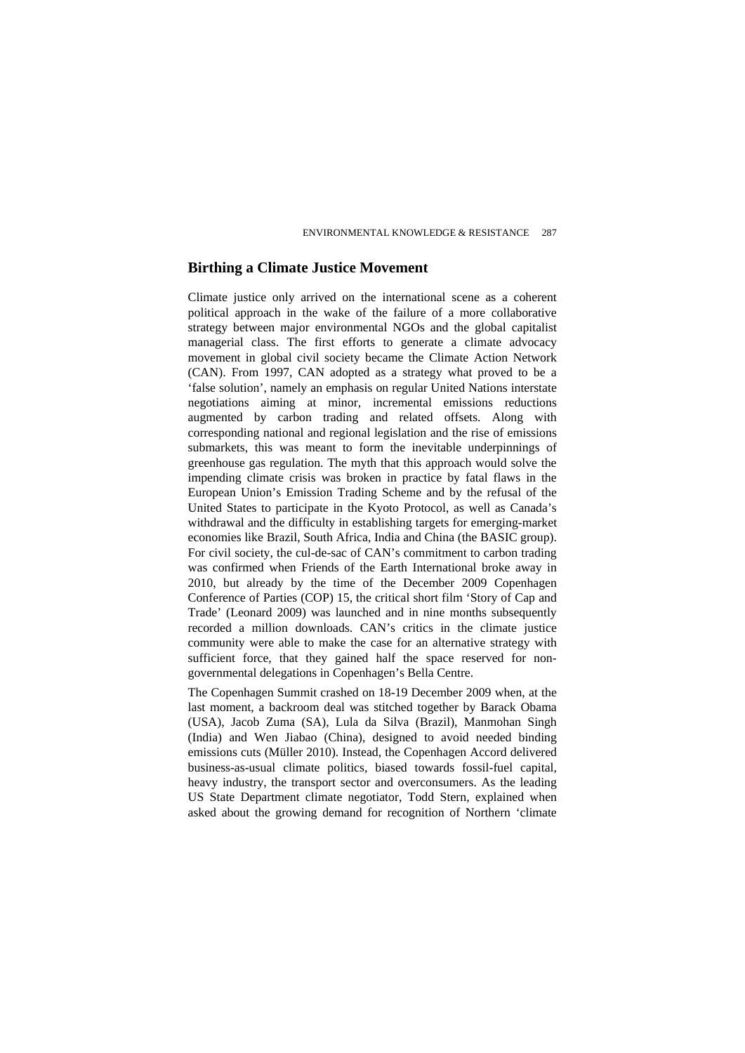## Birthing a Climate Justice Movement

Climate justice only arrived on the international scene as a coherent political approach in the wake of the failure of a more collaborative strategy between major environmental NGOs and the global capitalist managerial class. The first efforts to generate a climate advocacy movement in global civil society became the Climate Action Network (CAN). From 1997, CAN adopted as a strategy what proved to be a 'false solution', namely an emphasis on regular United Nations interstate negotiations aiming at minor, incremental emissions reductions augmented by carbon trading and related offsets. Along with corresponding national and regional legislation and the rise of emissions submarkets, this was meant to form the inevitable underpinnings of greenhouse gas regulation. The myth that this approach would solve the impending climate crisis was broken in practice by fatal flaws in the European Union's Emission Trading Scheme and by the refusal of the United States to participate in the Kyoto Protocol, as well as Canada's withdrawal and the difficulty in establishing targets for emerging-market economies like Brazil, South Africa, India and China (the BASIC group). For civil society, the cul-de-sac of CAN's commitment to carbon trading was confirmed when Friends of the Earth International broke away in 2010, but already by the time of the December 2009 Copenhagen Conference of Parties (COP) 15, the critical short film 'Story of Cap and Trade' (Leonard 2009) was launched and in nine months subsequently recorded a million downloads. CAN's critics in the climate justice community were able to make the case for an alternative strategy with sufficient force, that they gained half the space reserved for non-governmental delegations in Copenhagen's Bella Centre.

The Copenhagen Summit crashed on 18-19 December 2009 when, at the last moment, a backroom deal was stitched together by Barack Obama (USA), Jacob Zuma (SA), Lula da Silva (Brazil), Manmohan Singh (India) and Wen Jiabao (China), designed to avoid needed binding emissions cuts (Müller 2010). Instead, the Copenhagen Accord delivered business-as-usual climate politics, biased towards fossil-fuel capital, heavy industry, the transport sector and overconsumers. As the leading US State Department climate negotiator, Todd Stern, explained when asked about the growing demand for recognition of Northern 'climate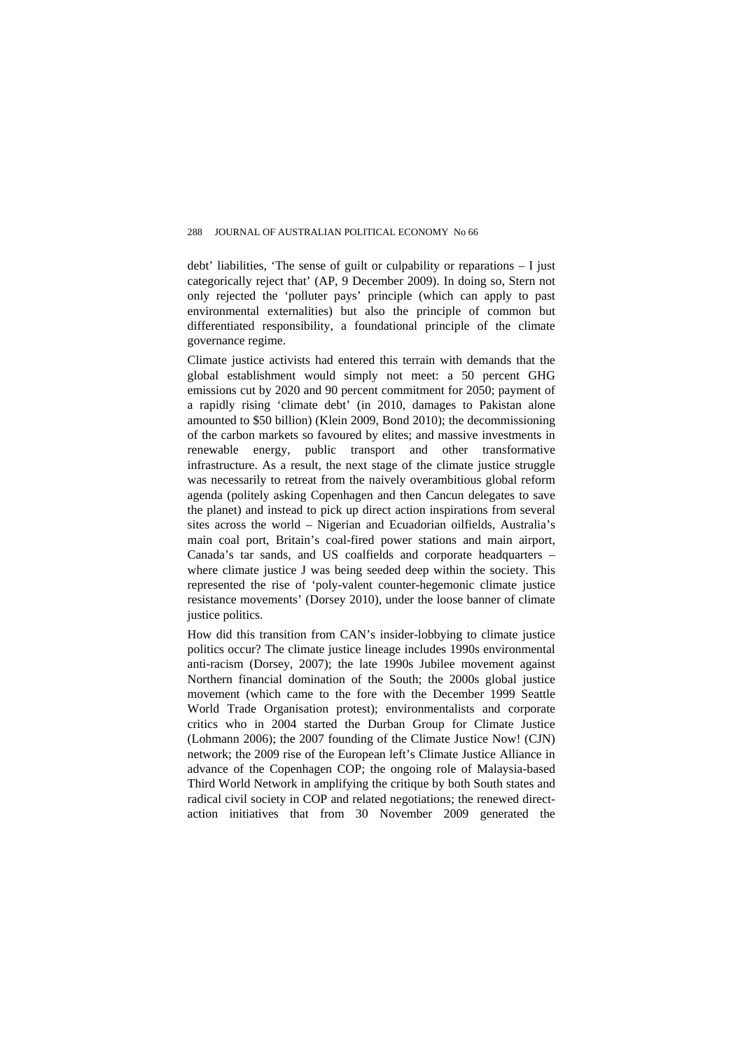debt' liabilities, 'The sense of guilt or culpability or reparations – I just categorically reject that' (AP, 9 December 2009). In doing so, Stern not only rejected the 'polluter pays' principle (which can apply to past environmental externalities) but also the principle of common but differentiated responsibility, a foundational principle of the climate governance regime.

Climate justice activists had entered this terrain with demands that the global establishment would simply not meet: a 50 percent GHG emissions cut by 2020 and 90 percent commitment for 2050; payment of a rapidly rising 'climate debt' (in 2010, damages to Pakistan alone amounted to $50 billion) (Klein 2009, Bond 2010); the decommissioning of the carbon markets so favoured by elites; and massive investments in renewable energy, public transport and other transformative infrastructure. As a result, the next stage of the climate justice struggle was necessarily to retreat from the naively overambitious global reform agenda (politely asking Copenhagen and then Cancun delegates to save the planet) and instead to pick up direct action inspirations from several sites across the world – Nigerian and Ecuadorian oilfields, Australia's main coal port, Britain's coal-fired power stations and main airport, Canada's tar sands, and US coalfields and corporate headquarters – where climate justice J was being seeded deep within the society. This represented the rise of 'poly-valent counter-hegemonic climate justice resistance movements' (Dorsey 2010), under the loose banner of climate justice politics.

How did this transition from CAN's insider-lobbying to climate justice politics occur? The climate justice lineage includes 1990s environmental anti-racism (Dorsey, 2007); the late 1990s Jubilee movement against Northern financial domination of the South; the 2000s global justice movement (which came to the fore with the December 1999 Seattle World Trade Organisation protest); environmentalists and corporate critics who in 2004 started the Durban Group for Climate Justice (Lohmann 2006); the 2007 founding of the Climate Justice Now! (CJN) network; the 2009 rise of the European left's Climate Justice Alliance in advance of the Copenhagen COP; the ongoing role of Malaysia-based Third World Network in amplifying the critique by both South states and radical civil society in COP and related negotiations; the renewed direct-action initiatives that from 30 November 2009 generated the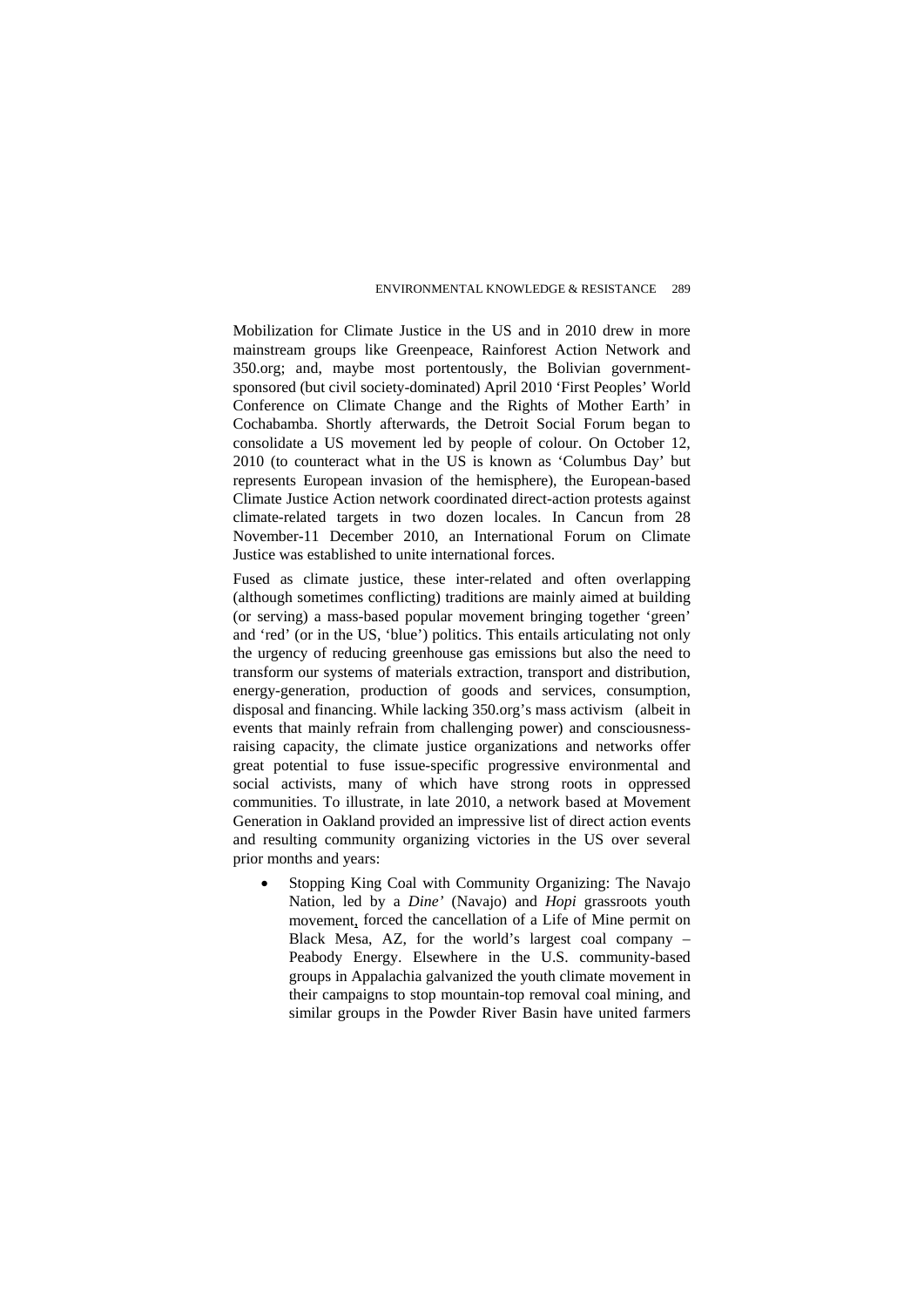Mobilization for Climate Justice in the US and in 2010 drew in more mainstream groups like Greenpeace, Rainforest Action Network and 350.org; and, maybe most portentously, the Bolivian government-sponsored (but civil society-dominated) April 2010 'First Peoples' World Conference on Climate Change and the Rights of Mother Earth' in Cochabamba. Shortly afterwards, the Detroit Social Forum began to consolidate a US movement led by people of colour. On October 12, 2010 (to counteract what in the US is known as 'Columbus Day' but represents European invasion of the hemisphere), the European-based Climate Justice Action network coordinated direct-action protests against climate-related targets in two dozen locales. In Cancun from 28 November-11 December 2010, an International Forum on Climate Justice was established to unite international forces.

Fused as climate justice, these inter-related and often overlapping (although sometimes conflicting) traditions are mainly aimed at building (or serving) a mass-based popular movement bringing together 'green' and 'red' (or in the US, 'blue') politics. This entails articulating not only the urgency of reducing greenhouse gas emissions but also the need to transform our systems of materials extraction, transport and distribution, energy-generation, production of goods and services, consumption, disposal and financing. While lacking 350.org's mass activism (albeit in events that mainly refrain from challenging power) and consciousness-raising capacity, the climate justice organizations and networks offer great potential to fuse issue-specific progressive environmental and social activists, many of which have strong roots in oppressed communities. To illustrate, in late 2010, a network based at Movement Generation in Oakland provided an impressive list of direct action events and resulting community organizing victories in the US over several prior months and years:

- Stopping King Coal with Community Organizing: The Navajo Nation, led by a *Dine'* (Navajo) and *Hopi* grassroots youth movement, forced the cancellation of a Life of Mine permit on Black Mesa, AZ, for the world's largest coal company – Peabody Energy. Elsewhere in the U.S. community-based groups in Appalachia galvanized the youth climate movement in their campaigns to stop mountain-top removal coal mining, and similar groups in the Powder River Basin have united farmers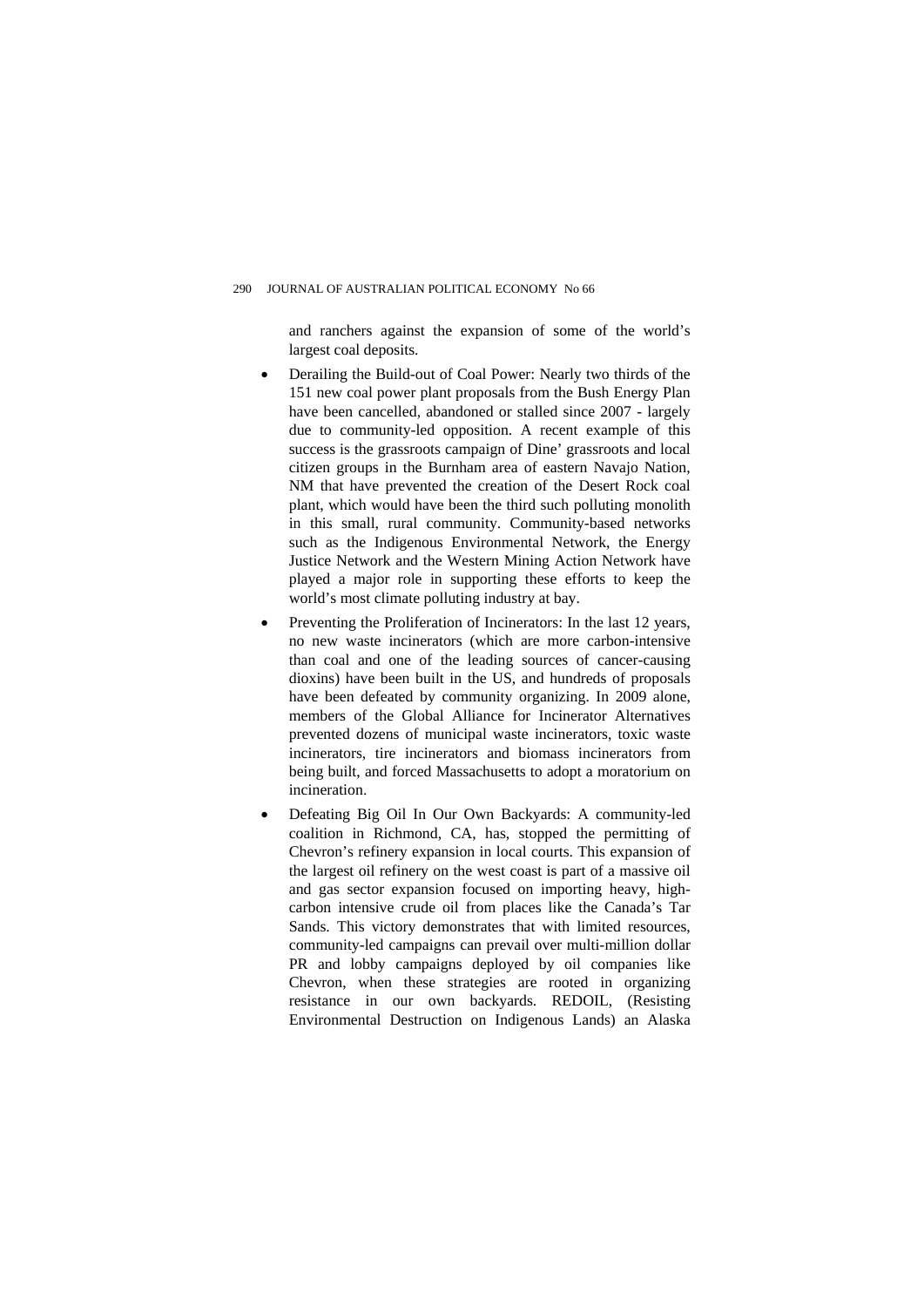and ranchers against the expansion of some of the world's largest coal deposits.

- Derailing the Build-out of Coal Power: Nearly two thirds of the 151 new coal power plant proposals from the Bush Energy Plan have been cancelled, abandoned or stalled since 2007 - largely due to community-led opposition. A recent example of this success is the grassroots campaign of Dine' grassroots and local citizen groups in the Burnham area of eastern Navajo Nation, NM that have prevented the creation of the Desert Rock coal plant, which would have been the third such polluting monolith in this small, rural community. Community-based networks such as the Indigenous Environmental Network, the Energy Justice Network and the Western Mining Action Network have played a major role in supporting these efforts to keep the world's most climate polluting industry at bay.
- Preventing the Proliferation of Incinerators: In the last 12 years, no new waste incinerators (which are more carbon-intensive than coal and one of the leading sources of cancer-causing dioxins) have been built in the US, and hundreds of proposals have been defeated by community organizing. In 2009 alone, members of the Global Alliance for Incinerator Alternatives prevented dozens of municipal waste incinerators, toxic waste incinerators, tire incinerators and biomass incinerators from being built, and forced Massachusetts to adopt a moratorium on incineration.
- Defeating Big Oil In Our Own Backyards: A community-led coalition in Richmond, CA, has, stopped the permitting of Chevron's refinery expansion in local courts. This expansion of the largest oil refinery on the west coast is part of a massive oil and gas sector expansion focused on importing heavy, high-carbon intensive crude oil from places like the Canada's Tar Sands. This victory demonstrates that with limited resources, community-led campaigns can prevail over multi-million dollar PR and lobby campaigns deployed by oil companies like Chevron, when these strategies are rooted in organizing resistance in our own backyards. REDOIL, (Resisting Environmental Destruction on Indigenous Lands) an Alaska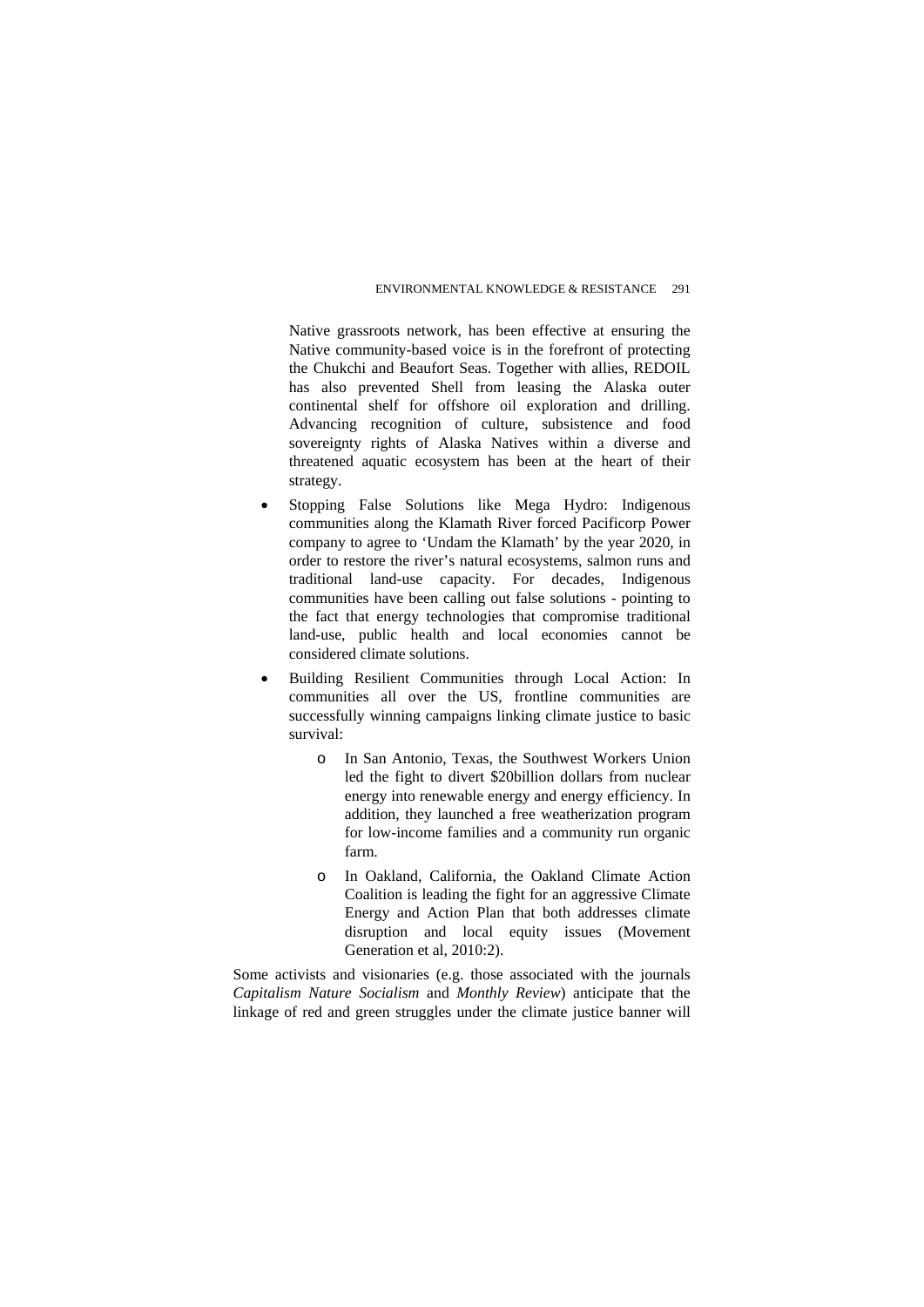Native grassroots network, has been effective at ensuring the Native community-based voice is in the forefront of protecting the Chukchi and Beaufort Seas. Together with allies, REDOIL has also prevented Shell from leasing the Alaska outer continental shelf for offshore oil exploration and drilling. Advancing recognition of culture, subsistence and food sovereignty rights of Alaska Natives within a diverse and threatened aquatic ecosystem has been at the heart of their strategy.

- Stopping False Solutions like Mega Hydro: Indigenous communities along the Klamath River forced Pacificorp Power company to agree to 'Undam the Klamath' by the year 2020, in order to restore the river's natural ecosystems, salmon runs and traditional land-use capacity. For decades, Indigenous communities have been calling out false solutions - pointing to the fact that energy technologies that compromise traditional land-use, public health and local economies cannot be considered climate solutions.
- Building Resilient Communities through Local Action: In communities all over the US, frontline communities are successfully winning campaigns linking climate justice to basic survival:
    - In San Antonio, Texas, the Southwest Workers Union led the fight to divert $20billion dollars from nuclear energy into renewable energy and energy efficiency. In addition, they launched a free weatherization program for low-income families and a community run organic farm.
    - In Oakland, California, the Oakland Climate Action Coalition is leading the fight for an aggressive Climate Energy and Action Plan that both addresses climate disruption and local equity issues (Movement Generation et al, 2010:2).

Some activists and visionaries (e.g. those associated with the journals *Capitalism Nature Socialism* and *Monthly Review*) anticipate that the linkage of red and green struggles under the climate justice banner will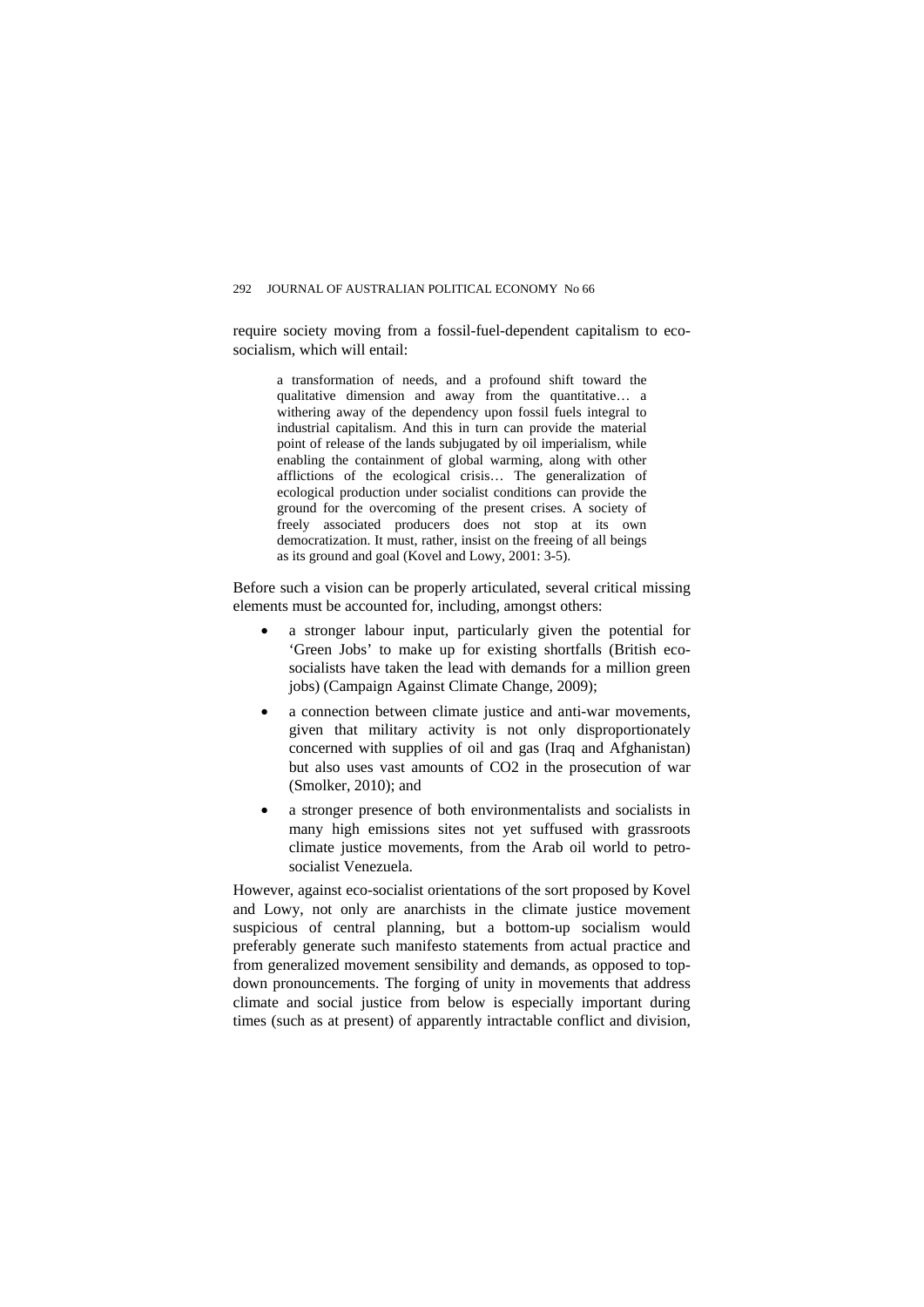require society moving from a fossil-fuel-dependent capitalism to eco-socialism, which will entail:

> a transformation of needs, and a profound shift toward the qualitative dimension and away from the quantitative… a withering away of the dependency upon fossil fuels integral to industrial capitalism. And this in turn can provide the material point of release of the lands subjugated by oil imperialism, while enabling the containment of global warming, along with other afflictions of the ecological crisis… The generalization of ecological production under socialist conditions can provide the ground for the overcoming of the present crises. A society of freely associated producers does not stop at its own democratization. It must, rather, insist on the freeing of all beings as its ground and goal (Kovel and Lowy, 2001: 3-5).

Before such a vision can be properly articulated, several critical missing elements must be accounted for, including, amongst others:

- a stronger labour input, particularly given the potential for 'Green Jobs' to make up for existing shortfalls (British eco-socialists have taken the lead with demands for a million green jobs) (Campaign Against Climate Change, 2009);
- a connection between climate justice and anti-war movements, given that military activity is not only disproportionately concerned with supplies of oil and gas (Iraq and Afghanistan) but also uses vast amounts of $CO_2$ in the prosecution of war (Smolker, 2010); and
- a stronger presence of both environmentalists and socialists in many high emissions sites not yet suffused with grassroots climate justice movements, from the Arab oil world to petro-socialist Venezuela.

However, against eco-socialist orientations of the sort proposed by Kovel and Lowy, not only are anarchists in the climate justice movement suspicious of central planning, but a bottom-up socialism would preferably generate such manifesto statements from actual practice and from generalized movement sensibility and demands, as opposed to top-down pronouncements. The forging of unity in movements that address climate and social justice from below is especially important during times (such as at present) of apparently intractable conflict and division,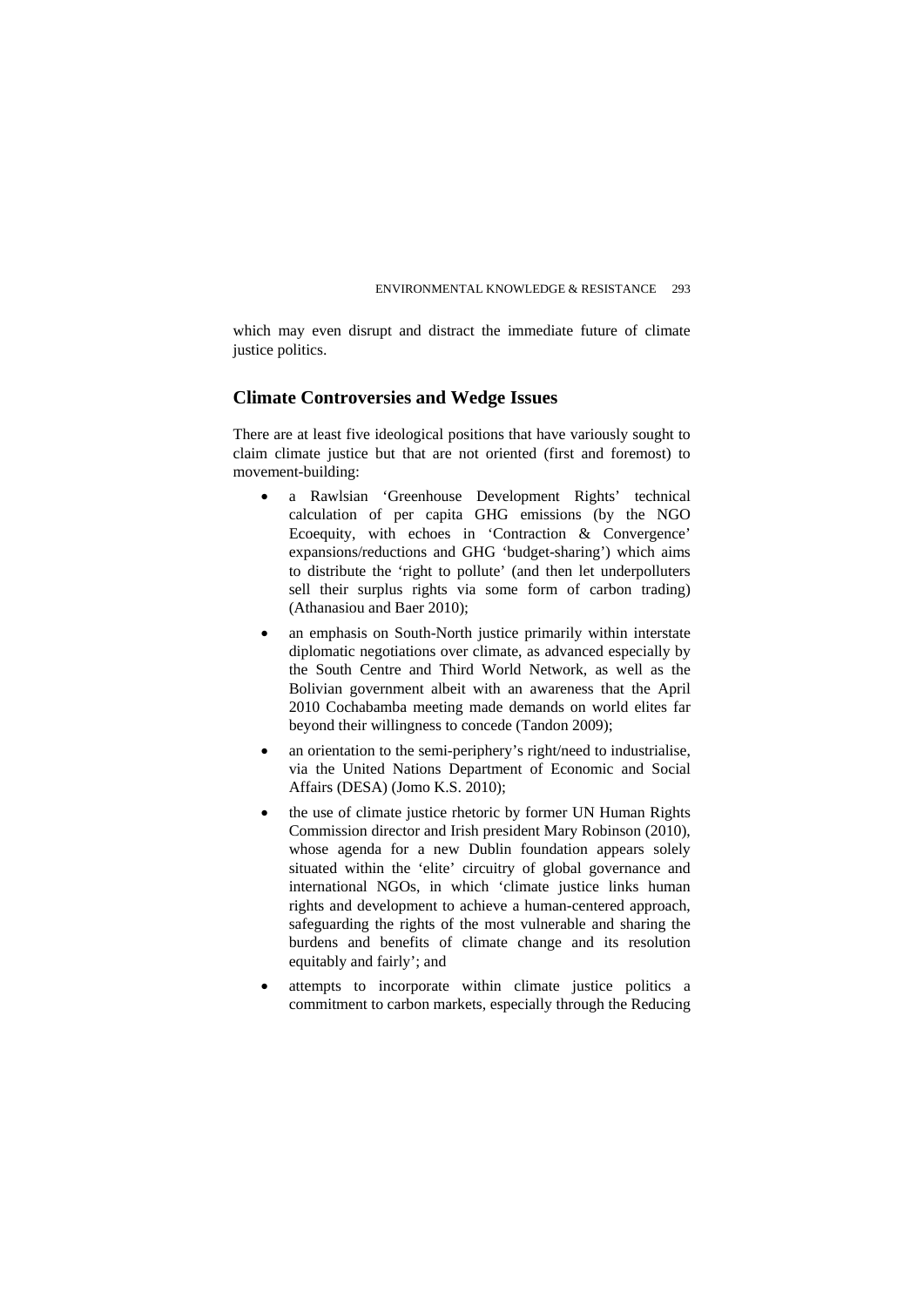which may even disrupt and distract the immediate future of climate justice politics.

## Climate Controversies and Wedge Issues

There are at least five ideological positions that have variously sought to claim climate justice but that are not oriented (first and foremost) to movement-building:

- a Rawlsian 'Greenhouse Development Rights' technical calculation of per capita GHG emissions (by the NGO Ecoequity, with echoes in 'Contraction & Convergence' expansions/reductions and GHG 'budget-sharing') which aims to distribute the 'right to pollute' (and then let underpolluters sell their surplus rights via some form of carbon trading) (Athanasiou and Baer 2010);
- an emphasis on South-North justice primarily within interstate diplomatic negotiations over climate, as advanced especially by the South Centre and Third World Network, as well as the Bolivian government albeit with an awareness that the April 2010 Cochabamba meeting made demands on world elites far beyond their willingness to concede (Tandon 2009);
- an orientation to the semi-periphery's right/need to industrialise, via the United Nations Department of Economic and Social Affairs (DESA) (Jomo K.S. 2010);
- the use of climate justice rhetoric by former UN Human Rights Commission director and Irish president Mary Robinson (2010), whose agenda for a new Dublin foundation appears solely situated within the 'elite' circuitry of global governance and international NGOs, in which 'climate justice links human rights and development to achieve a human-centered approach, safeguarding the rights of the most vulnerable and sharing the burdens and benefits of climate change and its resolution equitably and fairly'; and
- attempts to incorporate within climate justice politics a commitment to carbon markets, especially through the Reducing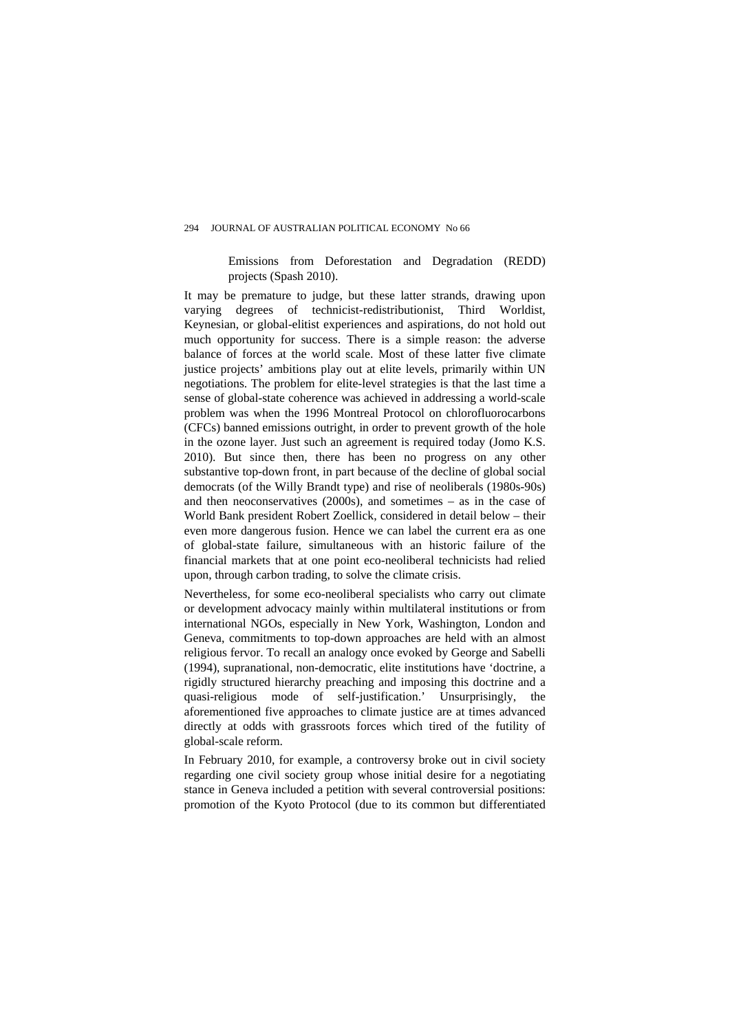Emissions from Deforestation and Degradation (REDD) projects (Spash 2010).

It may be premature to judge, but these latter strands, drawing upon varying degrees of technicist-redistributionist, Third Worldist, Keynesian, or global-elitist experiences and aspirations, do not hold out much opportunity for success. There is a simple reason: the adverse balance of forces at the world scale. Most of these latter five climate justice projects' ambitions play out at elite levels, primarily within UN negotiations. The problem for elite-level strategies is that the last time a sense of global-state coherence was achieved in addressing a world-scale problem was when the 1996 Montreal Protocol on chlorofluorocarbons (CFCs) banned emissions outright, in order to prevent growth of the hole in the ozone layer. Just such an agreement is required today (Jomo K.S. 2010). But since then, there has been no progress on any other substantive top-down front, in part because of the decline of global social democrats (of the Willy Brandt type) and rise of neoliberals (1980s-90s) and then neoconservatives (2000s), and sometimes – as in the case of World Bank president Robert Zoellick, considered in detail below – their even more dangerous fusion. Hence we can label the current era as one of global-state failure, simultaneous with an historic failure of the financial markets that at one point eco-neoliberal technicists had relied upon, through carbon trading, to solve the climate crisis.

Nevertheless, for some eco-neoliberal specialists who carry out climate or development advocacy mainly within multilateral institutions or from international NGOs, especially in New York, Washington, London and Geneva, commitments to top-down approaches are held with an almost religious fervor. To recall an analogy once evoked by George and Sabelli (1994), supranational, non-democratic, elite institutions have 'doctrine, a rigidly structured hierarchy preaching and imposing this doctrine and a quasi-religious mode of self-justification.' Unsurprisingly, the aforementioned five approaches to climate justice are at times advanced directly at odds with grassroots forces which tired of the futility of global-scale reform.

In February 2010, for example, a controversy broke out in civil society regarding one civil society group whose initial desire for a negotiating stance in Geneva included a petition with several controversial positions: promotion of the Kyoto Protocol (due to its common but differentiated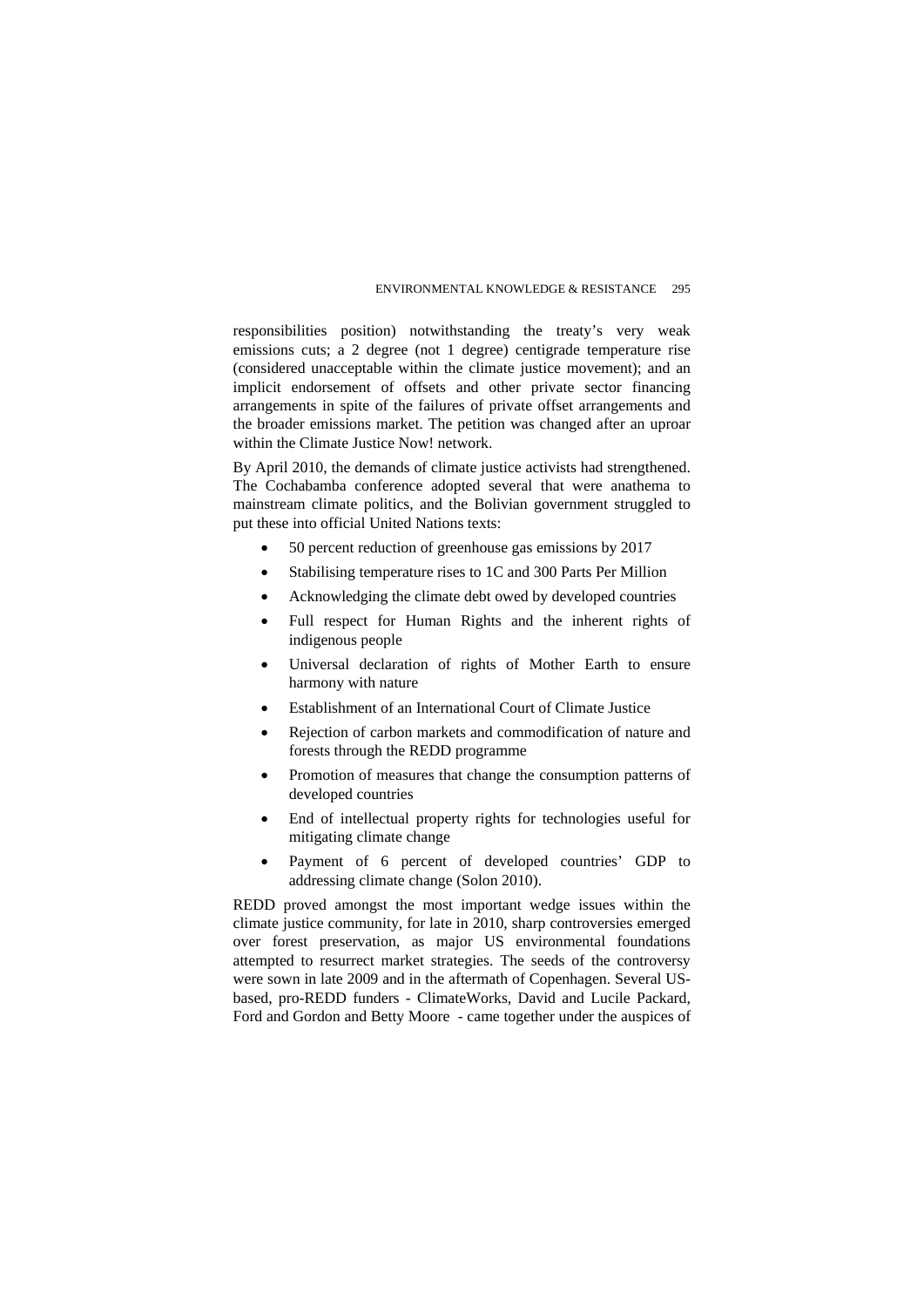responsibilities position) notwithstanding the treaty's very weak emissions cuts; a 2 degree (not 1 degree) centigrade temperature rise (considered unacceptable within the climate justice movement); and an implicit endorsement of offsets and other private sector financing arrangements in spite of the failures of private offset arrangements and the broader emissions market. The petition was changed after an uproar within the Climate Justice Now! network.

By April 2010, the demands of climate justice activists had strengthened. The Cochabamba conference adopted several that were anathema to mainstream climate politics, and the Bolivian government struggled to put these into official United Nations texts:

- 50 percent reduction of greenhouse gas emissions by 2017
- Stabilising temperature rises to 1C and 300 Parts Per Million
- Acknowledging the climate debt owed by developed countries
- Full respect for Human Rights and the inherent rights of indigenous people
- Universal declaration of rights of Mother Earth to ensure harmony with nature
- Establishment of an International Court of Climate Justice
- Rejection of carbon markets and commodification of nature and forests through the REDD programme
- Promotion of measures that change the consumption patterns of developed countries
- End of intellectual property rights for technologies useful for mitigating climate change
- Payment of 6 percent of developed countries' GDP to addressing climate change (Solon 2010).

REDD proved amongst the most important wedge issues within the climate justice community, for late in 2010, sharp controversies emerged over forest preservation, as major US environmental foundations attempted to resurrect market strategies. The seeds of the controversy were sown in late 2009 and in the aftermath of Copenhagen. Several US-based, pro-REDD funders - ClimateWorks, David and Lucile Packard, Ford and Gordon and Betty Moore - came together under the auspices of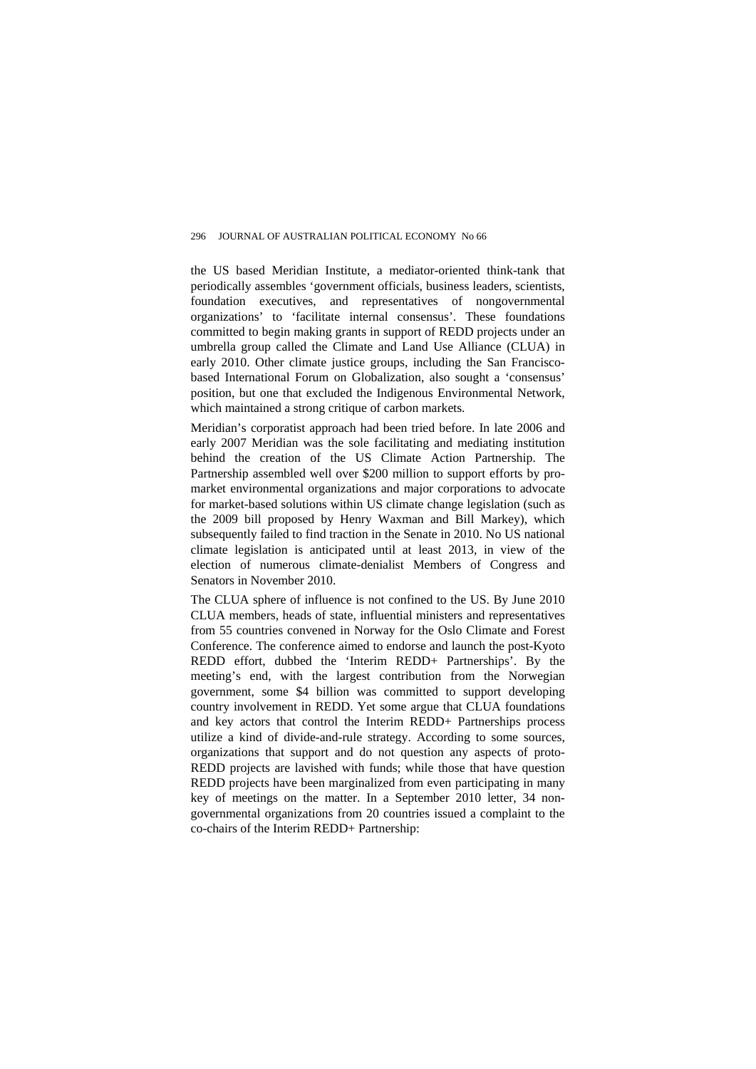the US based Meridian Institute, a mediator-oriented think-tank that periodically assembles 'government officials, business leaders, scientists, foundation executives, and representatives of nongovernmental organizations' to 'facilitate internal consensus'. These foundations committed to begin making grants in support of REDD projects under an umbrella group called the Climate and Land Use Alliance (CLUA) in early 2010. Other climate justice groups, including the San Francisco-based International Forum on Globalization, also sought a 'consensus' position, but one that excluded the Indigenous Environmental Network, which maintained a strong critique of carbon markets.

Meridian's corporatist approach had been tried before. In late 2006 and early 2007 Meridian was the sole facilitating and mediating institution behind the creation of the US Climate Action Partnership. The Partnership assembled well over $200 million to support efforts by pro-market environmental organizations and major corporations to advocate for market-based solutions within US climate change legislation (such as the 2009 bill proposed by Henry Waxman and Bill Markey), which subsequently failed to find traction in the Senate in 2010. No US national climate legislation is anticipated until at least 2013, in view of the election of numerous climate-denialist Members of Congress and Senators in November 2010.

The CLUA sphere of influence is not confined to the US. By June 2010 CLUA members, heads of state, influential ministers and representatives from 55 countries convened in Norway for the Oslo Climate and Forest Conference. The conference aimed to endorse and launch the post-Kyoto REDD effort, dubbed the 'Interim REDD+ Partnerships'. By the meeting's end, with the largest contribution from the Norwegian government, some $4 billion was committed to support developing country involvement in REDD. Yet some argue that CLUA foundations and key actors that control the Interim REDD+ Partnerships process utilize a kind of divide-and-rule strategy. According to some sources, organizations that support and do not question any aspects of proto-REDD projects are lavished with funds; while those that have question REDD projects have been marginalized from even participating in many key of meetings on the matter. In a September 2010 letter, 34 non-governmental organizations from 20 countries issued a complaint to the co-chairs of the Interim REDD+ Partnership: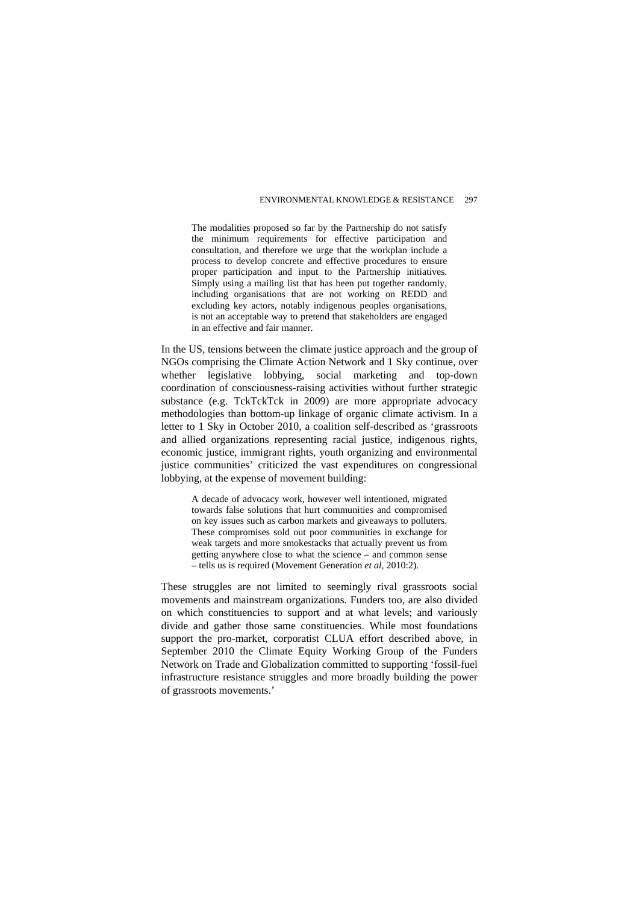> The modalities proposed so far by the Partnership do not satisfy the minimum requirements for effective participation and consultation, and therefore we urge that the workplan include a process to develop concrete and effective procedures to ensure proper participation and input to the Partnership initiatives. Simply using a mailing list that has been put together randomly, including organisations that are not working on REDD and excluding key actors, notably indigenous peoples organisations, is not an acceptable way to pretend that stakeholders are engaged in an effective and fair manner.

In the US, tensions between the climate justice approach and the group of NGOs comprising the Climate Action Network and 1 Sky continue, over whether legislative lobbying, social marketing and top-down coordination of consciousness-raising activities without further strategic substance (e.g. TckTckTck in 2009) are more appropriate advocacy methodologies than bottom-up linkage of organic climate activism. In a letter to 1 Sky in October 2010, a coalition self-described as 'grassroots and allied organizations representing racial justice, indigenous rights, economic justice, immigrant rights, youth organizing and environmental justice communities' criticized the vast expenditures on congressional lobbying, at the expense of movement building:

> A decade of advocacy work, however well intentioned, migrated towards false solutions that hurt communities and compromised on key issues such as carbon markets and giveaways to polluters. These compromises sold out poor communities in exchange for weak targets and more smokestacks that actually prevent us from getting anywhere close to what the science – and common sense – tells us is required (Movement Generation *et al*, 2010:2).

These struggles are not limited to seemingly rival grassroots social movements and mainstream organizations. Funders too, are also divided on which constituencies to support and at what levels; and variously divide and gather those same constituencies. While most foundations support the pro-market, corporatist CLUA effort described above, in September 2010 the Climate Equity Working Group of the Funders Network on Trade and Globalization committed to supporting 'fossil-fuel infrastructure resistance struggles and more broadly building the power of grassroots movements.'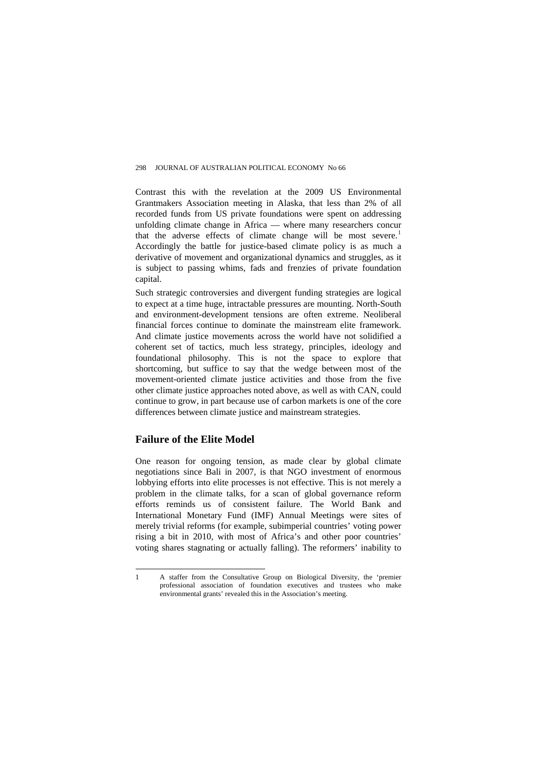Contrast this with the revelation at the 2009 US Environmental Grantmakers Association meeting in Alaska, that less than 2% of all recorded funds from US private foundations were spent on addressing unfolding climate change in Africa — where many researchers concur that the adverse effects of climate change will be most severe.[1] Accordingly the battle for justice-based climate policy is as much a derivative of movement and organizational dynamics and struggles, as it is subject to passing whims, fads and frenzies of private foundation capital.

Such strategic controversies and divergent funding strategies are logical to expect at a time huge, intractable pressures are mounting. North-South and environment-development tensions are often extreme. Neoliberal financial forces continue to dominate the mainstream elite framework. And climate justice movements across the world have not solidified a coherent set of tactics, much less strategy, principles, ideology and foundational philosophy. This is not the space to explore that shortcoming, but suffice to say that the wedge between most of the movement-oriented climate justice activities and those from the five other climate justice approaches noted above, as well as with CAN, could continue to grow, in part because use of carbon markets is one of the core differences between climate justice and mainstream strategies.

## Failure of the Elite Model

One reason for ongoing tension, as made clear by global climate negotiations since Bali in 2007, is that NGO investment of enormous lobbying efforts into elite processes is not effective. This is not merely a problem in the climate talks, for a scan of global governance reform efforts reminds us of consistent failure. The World Bank and International Monetary Fund (IMF) Annual Meetings were sites of merely trivial reforms (for example, subimperial countries' voting power rising a bit in 2010, with most of Africa's and other poor countries' voting shares stagnating or actually falling). The reformers' inability to

---

1 A staffer from the Consultative Group on Biological Diversity, the 'premier professional association of foundation executives and trustees who make environmental grants' revealed this in the Association's meeting.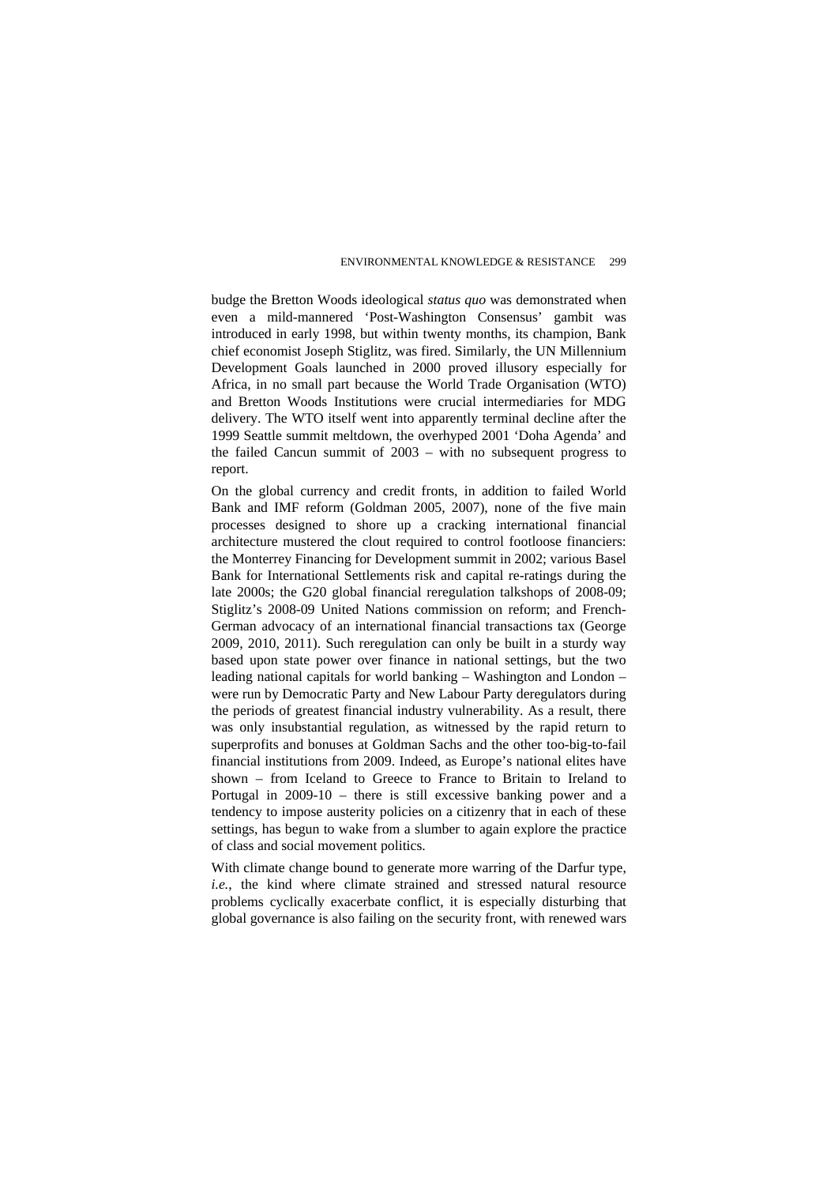budge the Bretton Woods ideological *status quo* was demonstrated when even a mild-mannered 'Post-Washington Consensus' gambit was introduced in early 1998, but within twenty months, its champion, Bank chief economist Joseph Stiglitz, was fired. Similarly, the UN Millennium Development Goals launched in 2000 proved illusory especially for Africa, in no small part because the World Trade Organisation (WTO) and Bretton Woods Institutions were crucial intermediaries for MDG delivery. The WTO itself went into apparently terminal decline after the 1999 Seattle summit meltdown, the overhyped 2001 'Doha Agenda' and the failed Cancun summit of 2003 – with no subsequent progress to report.

On the global currency and credit fronts, in addition to failed World Bank and IMF reform (Goldman 2005, 2007), none of the five main processes designed to shore up a cracking international financial architecture mustered the clout required to control footloose financiers: the Monterrey Financing for Development summit in 2002; various Basel Bank for International Settlements risk and capital re-ratings during the late 2000s; the G20 global financial reregulation talkshops of 2008-09; Stiglitz's 2008-09 United Nations commission on reform; and French-German advocacy of an international financial transactions tax (George 2009, 2010, 2011). Such reregulation can only be built in a sturdy way based upon state power over finance in national settings, but the two leading national capitals for world banking – Washington and London – were run by Democratic Party and New Labour Party deregulators during the periods of greatest financial industry vulnerability. As a result, there was only insubstantial regulation, as witnessed by the rapid return to superprofits and bonuses at Goldman Sachs and the other too-big-to-fail financial institutions from 2009. Indeed, as Europe's national elites have shown – from Iceland to Greece to France to Britain to Ireland to Portugal in 2009-10 – there is still excessive banking power and a tendency to impose austerity policies on a citizenry that in each of these settings, has begun to wake from a slumber to again explore the practice of class and social movement politics.

With climate change bound to generate more warring of the Darfur type, *i.e.*, the kind where climate strained and stressed natural resource problems cyclically exacerbate conflict, it is especially disturbing that global governance is also failing on the security front, with renewed wars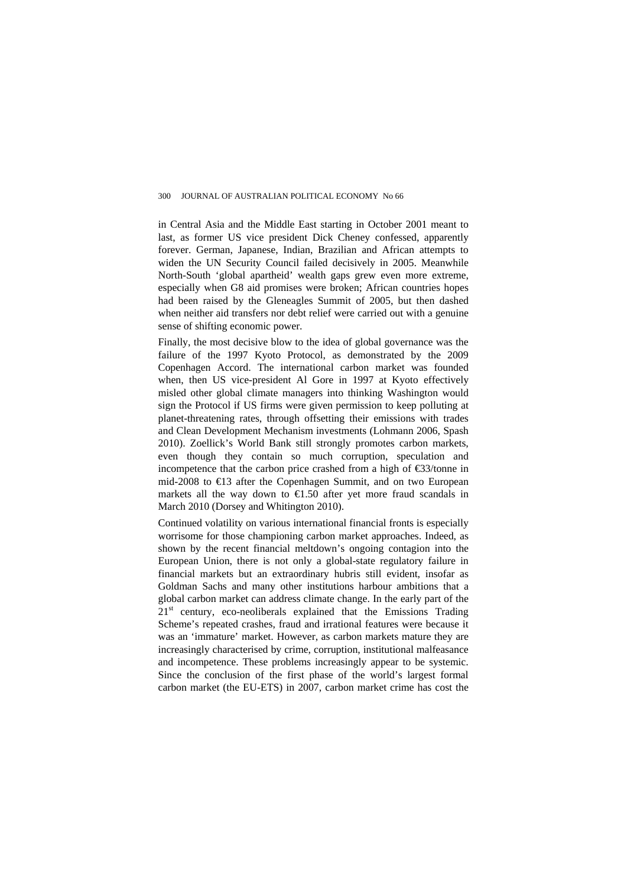in Central Asia and the Middle East starting in October 2001 meant to last, as former US vice president Dick Cheney confessed, apparently forever. German, Japanese, Indian, Brazilian and African attempts to widen the UN Security Council failed decisively in 2005. Meanwhile North-South 'global apartheid' wealth gaps grew even more extreme, especially when G8 aid promises were broken; African countries hopes had been raised by the Gleneagles Summit of 2005, but then dashed when neither aid transfers nor debt relief were carried out with a genuine sense of shifting economic power.

Finally, the most decisive blow to the idea of global governance was the failure of the 1997 Kyoto Protocol, as demonstrated by the 2009 Copenhagen Accord. The international carbon market was founded when, then US vice-president Al Gore in 1997 at Kyoto effectively misled other global climate managers into thinking Washington would sign the Protocol if US firms were given permission to keep polluting at planet-threatening rates, through offsetting their emissions with trades and Clean Development Mechanism investments (Lohmann 2006, Spash 2010). Zoellick's World Bank still strongly promotes carbon markets, even though they contain so much corruption, speculation and incompetence that the carbon price crashed from a high of €33/tonne in mid-2008 to €13 after the Copenhagen Summit, and on two European markets all the way down to €1.50 after yet more fraud scandals in March 2010 (Dorsey and Whitington 2010).

Continued volatility on various international financial fronts is especially worrisome for those championing carbon market approaches. Indeed, as shown by the recent financial meltdown's ongoing contagion into the European Union, there is not only a global-state regulatory failure in financial markets but an extraordinary hubris still evident, insofar as Goldman Sachs and many other institutions harbour ambitions that a global carbon market can address climate change. In the early part of the 21st century, eco-neoliberals explained that the Emissions Trading Scheme's repeated crashes, fraud and irrational features were because it was an 'immature' market. However, as carbon markets mature they are increasingly characterised by crime, corruption, institutional malfeasance and incompetence. These problems increasingly appear to be systemic. Since the conclusion of the first phase of the world's largest formal carbon market (the EU-ETS) in 2007, carbon market crime has cost the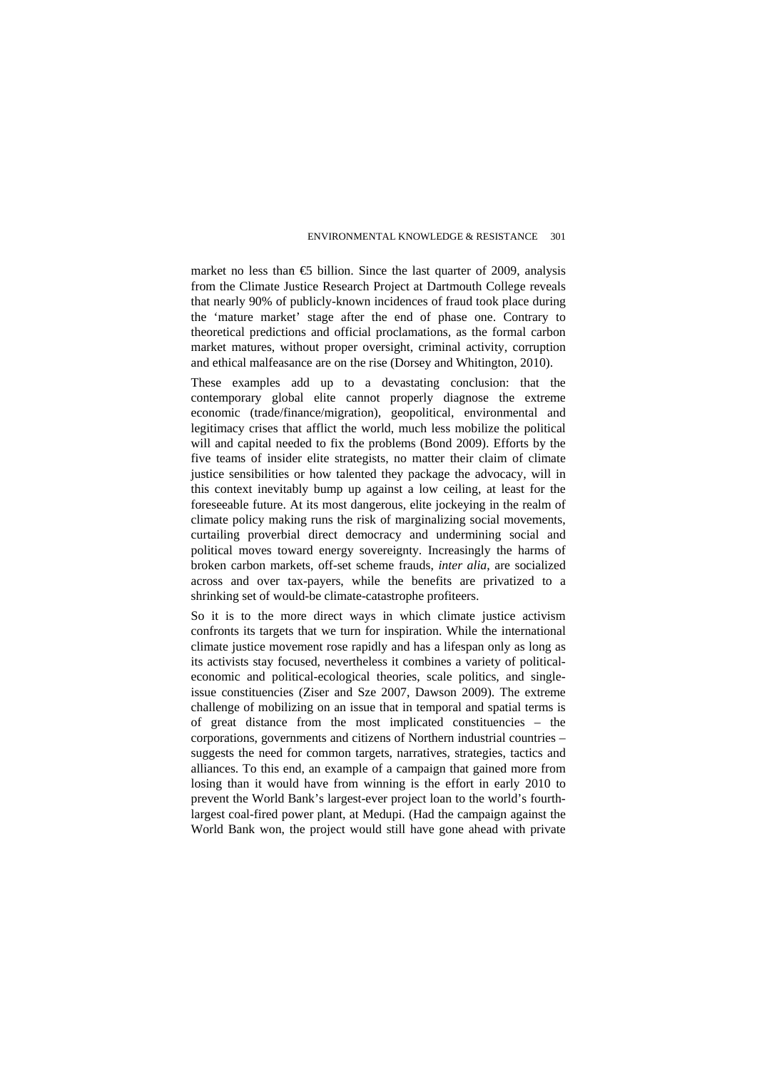market no less than €5 billion. Since the last quarter of 2009, analysis from the Climate Justice Research Project at Dartmouth College reveals that nearly 90% of publicly-known incidences of fraud took place during the 'mature market' stage after the end of phase one. Contrary to theoretical predictions and official proclamations, as the formal carbon market matures, without proper oversight, criminal activity, corruption and ethical malfeasance are on the rise (Dorsey and Whitington, 2010).

These examples add up to a devastating conclusion: that the contemporary global elite cannot properly diagnose the extreme economic (trade/finance/migration), geopolitical, environmental and legitimacy crises that afflict the world, much less mobilize the political will and capital needed to fix the problems (Bond 2009). Efforts by the five teams of insider elite strategists, no matter their claim of climate justice sensibilities or how talented they package the advocacy, will in this context inevitably bump up against a low ceiling, at least for the foreseeable future. At its most dangerous, elite jockeying in the realm of climate policy making runs the risk of marginalizing social movements, curtailing proverbial direct democracy and undermining social and political moves toward energy sovereignty. Increasingly the harms of broken carbon markets, off-set scheme frauds, *inter alia*, are socialized across and over tax-payers, while the benefits are privatized to a shrinking set of would-be climate-catastrophe profiteers.

So it is to the more direct ways in which climate justice activism confronts its targets that we turn for inspiration. While the international climate justice movement rose rapidly and has a lifespan only as long as its activists stay focused, nevertheless it combines a variety of political-economic and political-ecological theories, scale politics, and single-issue constituencies (Ziser and Sze 2007, Dawson 2009). The extreme challenge of mobilizing on an issue that in temporal and spatial terms is of great distance from the most implicated constituencies – the corporations, governments and citizens of Northern industrial countries – suggests the need for common targets, narratives, strategies, tactics and alliances. To this end, an example of a campaign that gained more from losing than it would have from winning is the effort in early 2010 to prevent the World Bank's largest-ever project loan to the world's fourth-largest coal-fired power plant, at Medupi. (Had the campaign against the World Bank won, the project would still have gone ahead with private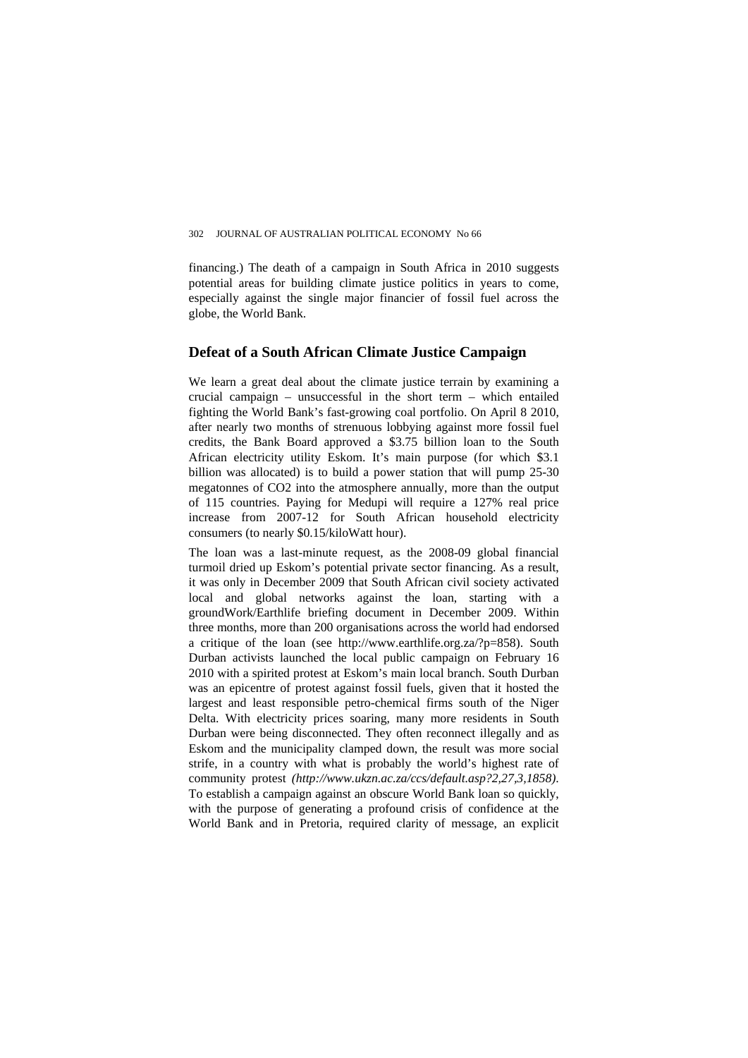financing.) The death of a campaign in South Africa in 2010 suggests potential areas for building climate justice politics in years to come, especially against the single major financier of fossil fuel across the globe, the World Bank.

## Defeat of a South African Climate Justice Campaign

We learn a great deal about the climate justice terrain by examining a crucial campaign – unsuccessful in the short term – which entailed fighting the World Bank's fast-growing coal portfolio. On April 8 2010, after nearly two months of strenuous lobbying against more fossil fuel credits, the Bank Board approved a $3.75 billion loan to the South African electricity utility Eskom. It's main purpose (for which $3.1 billion was allocated) is to build a power station that will pump 25-30 megatonnes of $CO_2$ into the atmosphere annually, more than the output of 115 countries. Paying for Medupi will require a 127% real price increase from 2007-12 for South African household electricity consumers (to nearly $0.15/kiloWatt hour).

The loan was a last-minute request, as the 2008-09 global financial turmoil dried up Eskom's potential private sector financing. As a result, it was only in December 2009 that South African civil society activated local and global networks against the loan, starting with a groundWork/Earthlife briefing document in December 2009. Within three months, more than 200 organisations across the world had endorsed a critique of the loan (see http://www.earthlife.org.za/?p=858). South Durban activists launched the local public campaign on February 16 2010 with a spirited protest at Eskom's main local branch. South Durban was an epicentre of protest against fossil fuels, given that it hosted the largest and least responsible petro-chemical firms south of the Niger Delta. With electricity prices soaring, many more residents in South Durban were being disconnected. They often reconnect illegally and as Eskom and the municipality clamped down, the result was more social strife, in a country with what is probably the world's highest rate of community protest *(http://www.ukzn.ac.za/ccs/default.asp?2,27,3,1858)*. To establish a campaign against an obscure World Bank loan so quickly, with the purpose of generating a profound crisis of confidence at the World Bank and in Pretoria, required clarity of message, an explicit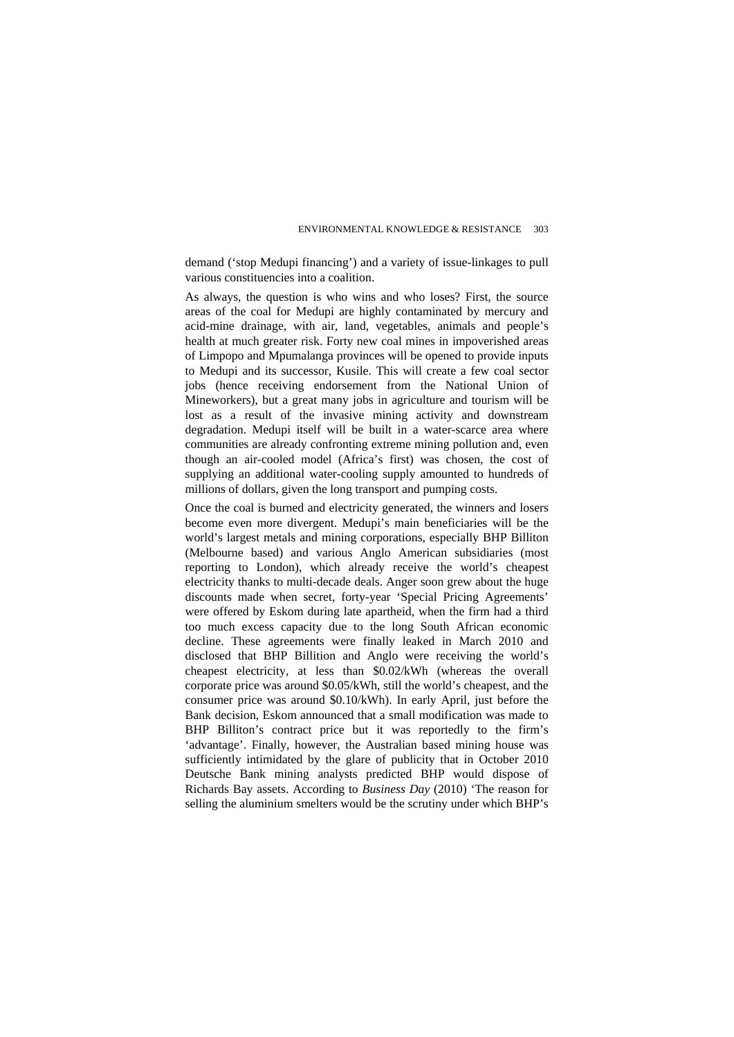demand ('stop Medupi financing') and a variety of issue-linkages to pull various constituencies into a coalition.

As always, the question is who wins and who loses? First, the source areas of the coal for Medupi are highly contaminated by mercury and acid-mine drainage, with air, land, vegetables, animals and people's health at much greater risk. Forty new coal mines in impoverished areas of Limpopo and Mpumalanga provinces will be opened to provide inputs to Medupi and its successor, Kusile. This will create a few coal sector jobs (hence receiving endorsement from the National Union of Mineworkers), but a great many jobs in agriculture and tourism will be lost as a result of the invasive mining activity and downstream degradation. Medupi itself will be built in a water-scarce area where communities are already confronting extreme mining pollution and, even though an air-cooled model (Africa's first) was chosen, the cost of supplying an additional water-cooling supply amounted to hundreds of millions of dollars, given the long transport and pumping costs.

Once the coal is burned and electricity generated, the winners and losers become even more divergent. Medupi's main beneficiaries will be the world's largest metals and mining corporations, especially BHP Billiton (Melbourne based) and various Anglo American subsidiaries (most reporting to London), which already receive the world's cheapest electricity thanks to multi-decade deals. Anger soon grew about the huge discounts made when secret, forty-year 'Special Pricing Agreements' were offered by Eskom during late apartheid, when the firm had a third too much excess capacity due to the long South African economic decline. These agreements were finally leaked in March 2010 and disclosed that BHP Billition and Anglo were receiving the world's cheapest electricity, at less than \$0.02/kWh (whereas the overall corporate price was around \$0.05/kWh, still the world's cheapest, and the consumer price was around \$0.10/kWh). In early April, just before the Bank decision, Eskom announced that a small modification was made to BHP Billiton's contract price but it was reportedly to the firm's 'advantage'. Finally, however, the Australian based mining house was sufficiently intimidated by the glare of publicity that in October 2010 Deutsche Bank mining analysts predicted BHP would dispose of Richards Bay assets. According to *Business Day* (2010) 'The reason for selling the aluminium smelters would be the scrutiny under which BHP's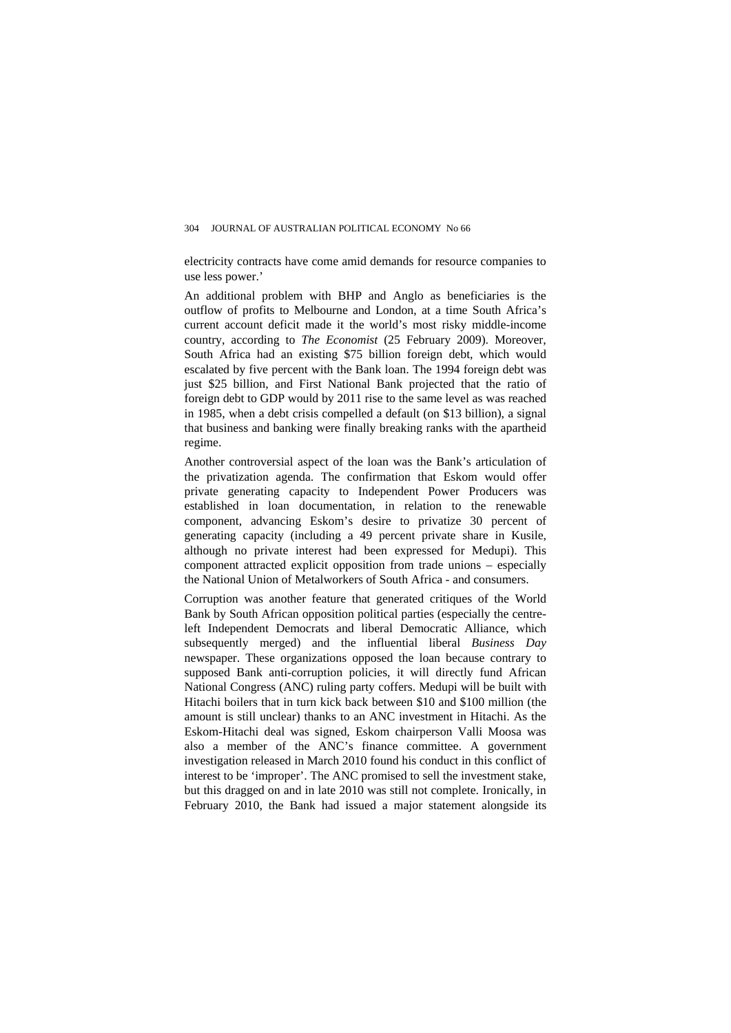electricity contracts have come amid demands for resource companies to use less power.'

An additional problem with BHP and Anglo as beneficiaries is the outflow of profits to Melbourne and London, at a time South Africa's current account deficit made it the world's most risky middle-income country, according to *The Economist* (25 February 2009). Moreover, South Africa had an existing $75 billion foreign debt, which would escalated by five percent with the Bank loan. The 1994 foreign debt was just $25 billion, and First National Bank projected that the ratio of foreign debt to GDP would by 2011 rise to the same level as was reached in 1985, when a debt crisis compelled a default (on $13 billion), a signal that business and banking were finally breaking ranks with the apartheid regime.

Another controversial aspect of the loan was the Bank's articulation of the privatization agenda. The confirmation that Eskom would offer private generating capacity to Independent Power Producers was established in loan documentation, in relation to the renewable component, advancing Eskom's desire to privatize 30 percent of generating capacity (including a 49 percent private share in Kusile, although no private interest had been expressed for Medupi). This component attracted explicit opposition from trade unions – especially the National Union of Metalworkers of South Africa - and consumers.

Corruption was another feature that generated critiques of the World Bank by South African opposition political parties (especially the centre-left Independent Democrats and liberal Democratic Alliance, which subsequently merged) and the influential liberal *Business Day* newspaper. These organizations opposed the loan because contrary to supposed Bank anti-corruption policies, it will directly fund African National Congress (ANC) ruling party coffers. Medupi will be built with Hitachi boilers that in turn kick back between $10 and $100 million (the amount is still unclear) thanks to an ANC investment in Hitachi. As the Eskom-Hitachi deal was signed, Eskom chairperson Valli Moosa was also a member of the ANC's finance committee. A government investigation released in March 2010 found his conduct in this conflict of interest to be 'improper'. The ANC promised to sell the investment stake, but this dragged on and in late 2010 was still not complete. Ironically, in February 2010, the Bank had issued a major statement alongside its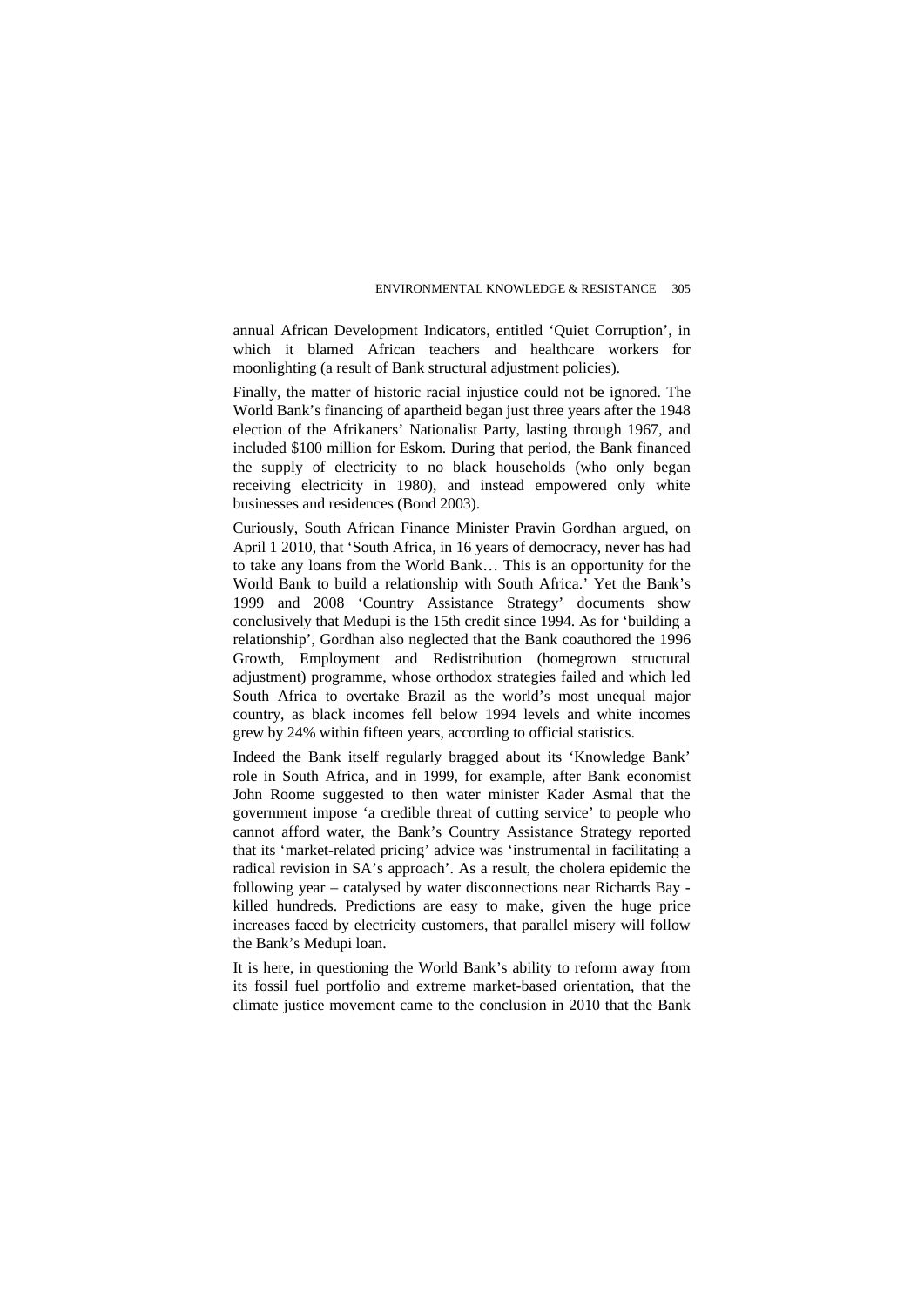annual African Development Indicators, entitled 'Quiet Corruption', in which it blamed African teachers and healthcare workers for moonlighting (a result of Bank structural adjustment policies).

Finally, the matter of historic racial injustice could not be ignored. The World Bank's financing of apartheid began just three years after the 1948 election of the Afrikaners' Nationalist Party, lasting through 1967, and included \$100 million for Eskom. During that period, the Bank financed the supply of electricity to no black households (who only began receiving electricity in 1980), and instead empowered only white businesses and residences (Bond 2003).

Curiously, South African Finance Minister Pravin Gordhan argued, on April 1 2010, that 'South Africa, in 16 years of democracy, never has had to take any loans from the World Bank… This is an opportunity for the World Bank to build a relationship with South Africa.' Yet the Bank's 1999 and 2008 'Country Assistance Strategy' documents show conclusively that Medupi is the 15th credit since 1994. As for 'building a relationship', Gordhan also neglected that the Bank coauthored the 1996 Growth, Employment and Redistribution (homegrown structural adjustment) programme, whose orthodox strategies failed and which led South Africa to overtake Brazil as the world's most unequal major country, as black incomes fell below 1994 levels and white incomes grew by 24% within fifteen years, according to official statistics.

Indeed the Bank itself regularly bragged about its 'Knowledge Bank' role in South Africa, and in 1999, for example, after Bank economist John Roome suggested to then water minister Kader Asmal that the government impose 'a credible threat of cutting service' to people who cannot afford water, the Bank's Country Assistance Strategy reported that its 'market-related pricing' advice was 'instrumental in facilitating a radical revision in SA's approach'. As a result, the cholera epidemic the following year – catalysed by water disconnections near Richards Bay - killed hundreds. Predictions are easy to make, given the huge price increases faced by electricity customers, that parallel misery will follow the Bank's Medupi loan.

It is here, in questioning the World Bank's ability to reform away from its fossil fuel portfolio and extreme market-based orientation, that the climate justice movement came to the conclusion in 2010 that the Bank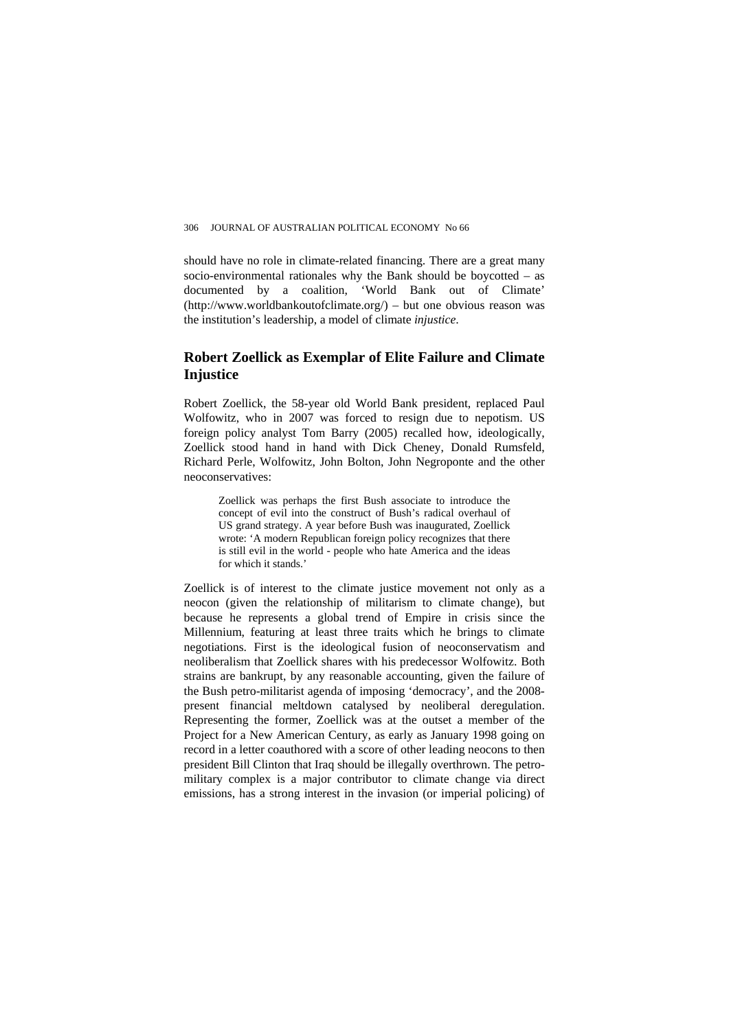should have no role in climate-related financing. There are a great many socio-environmental rationales why the Bank should be boycotted – as documented by a coalition, 'World Bank out of Climate' (http://www.worldbankoutofclimate.org/) – but one obvious reason was the institution's leadership, a model of climate *injustice*.

## Robert Zoellick as Exemplar of Elite Failure and Climate Injustice

Robert Zoellick, the 58-year old World Bank president, replaced Paul Wolfowitz, who in 2007 was forced to resign due to nepotism. US foreign policy analyst Tom Barry (2005) recalled how, ideologically, Zoellick stood hand in hand with Dick Cheney, Donald Rumsfeld, Richard Perle, Wolfowitz, John Bolton, John Negroponte and the other neoconservatives:

> Zoellick was perhaps the first Bush associate to introduce the concept of evil into the construct of Bush's radical overhaul of US grand strategy. A year before Bush was inaugurated, Zoellick wrote: 'A modern Republican foreign policy recognizes that there is still evil in the world - people who hate America and the ideas for which it stands.'

Zoellick is of interest to the climate justice movement not only as a neocon (given the relationship of militarism to climate change), but because he represents a global trend of Empire in crisis since the Millennium, featuring at least three traits which he brings to climate negotiations. First is the ideological fusion of neoconservatism and neoliberalism that Zoellick shares with his predecessor Wolfowitz. Both strains are bankrupt, by any reasonable accounting, given the failure of the Bush petro-militarist agenda of imposing 'democracy', and the 2008-present financial meltdown catalysed by neoliberal deregulation. Representing the former, Zoellick was at the outset a member of the Project for a New American Century, as early as January 1998 going on record in a letter coauthored with a score of other leading neocons to then president Bill Clinton that Iraq should be illegally overthrown. The petro-military complex is a major contributor to climate change via direct emissions, has a strong interest in the invasion (or imperial policing) of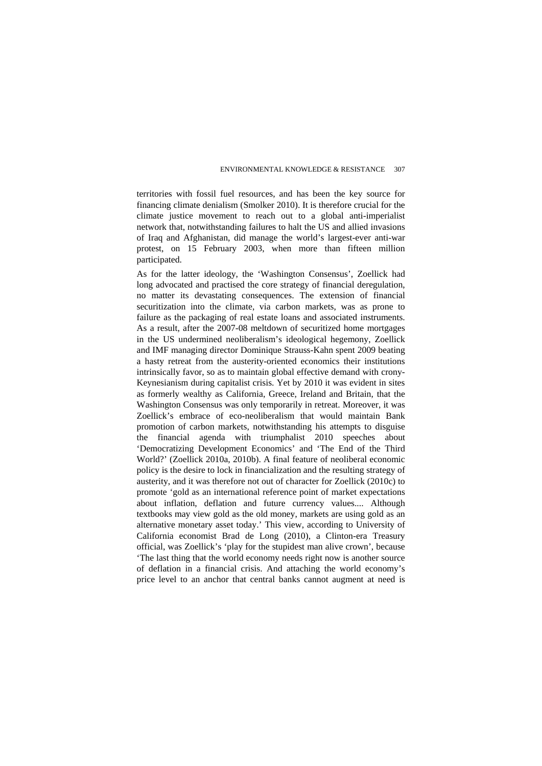territories with fossil fuel resources, and has been the key source for financing climate denialism (Smolker 2010). It is therefore crucial for the climate justice movement to reach out to a global anti-imperialist network that, notwithstanding failures to halt the US and allied invasions of Iraq and Afghanistan, did manage the world's largest-ever anti-war protest, on 15 February 2003, when more than fifteen million participated.

As for the latter ideology, the 'Washington Consensus', Zoellick had long advocated and practised the core strategy of financial deregulation, no matter its devastating consequences. The extension of financial securitization into the climate, via carbon markets, was as prone to failure as the packaging of real estate loans and associated instruments. As a result, after the 2007-08 meltdown of securitized home mortgages in the US undermined neoliberalism's ideological hegemony, Zoellick and IMF managing director Dominique Strauss-Kahn spent 2009 beating a hasty retreat from the austerity-oriented economics their institutions intrinsically favor, so as to maintain global effective demand with crony-Keynesianism during capitalist crisis. Yet by 2010 it was evident in sites as formerly wealthy as California, Greece, Ireland and Britain, that the Washington Consensus was only temporarily in retreat. Moreover, it was Zoellick's embrace of eco-neoliberalism that would maintain Bank promotion of carbon markets, notwithstanding his attempts to disguise the financial agenda with triumphalist 2010 speeches about 'Democratizing Development Economics' and 'The End of the Third World?' (Zoellick 2010a, 2010b). A final feature of neoliberal economic policy is the desire to lock in financialization and the resulting strategy of austerity, and it was therefore not out of character for Zoellick (2010c) to promote 'gold as an international reference point of market expectations about inflation, deflation and future currency values.... Although textbooks may view gold as the old money, markets are using gold as an alternative monetary asset today.' This view, according to University of California economist Brad de Long (2010), a Clinton-era Treasury official, was Zoellick's 'play for the stupidest man alive crown', because 'The last thing that the world economy needs right now is another source of deflation in a financial crisis. And attaching the world economy's price level to an anchor that central banks cannot augment at need is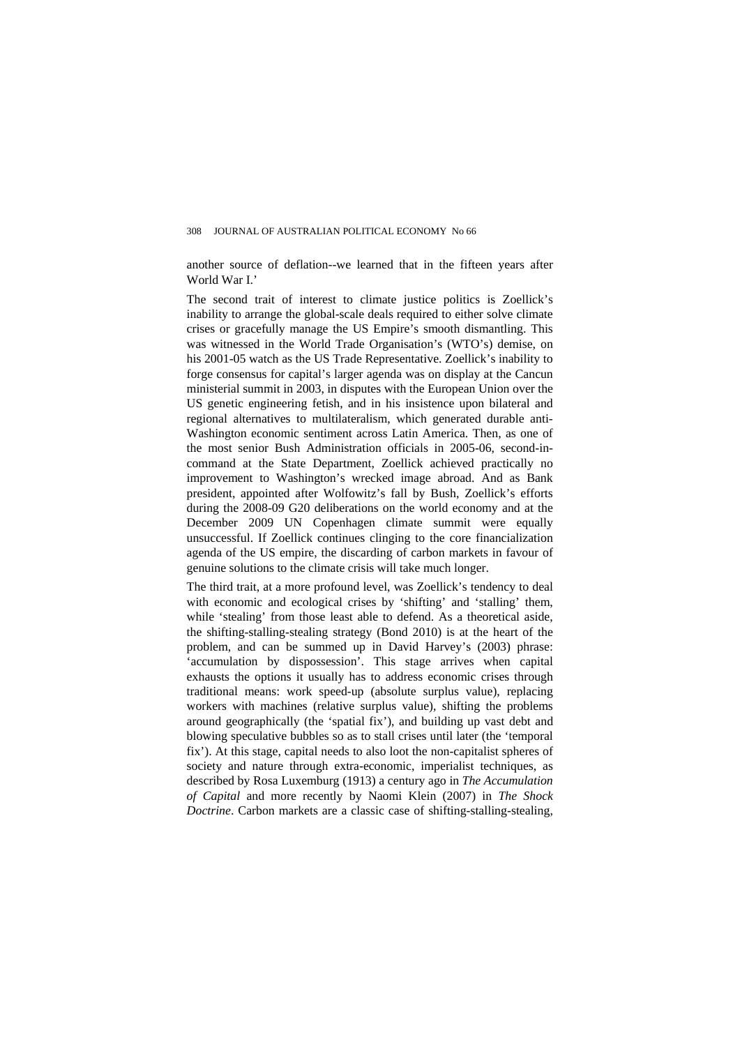another source of deflation--we learned that in the fifteen years after World War I.'

The second trait of interest to climate justice politics is Zoellick's inability to arrange the global-scale deals required to either solve climate crises or gracefully manage the US Empire's smooth dismantling. This was witnessed in the World Trade Organisation's (WTO's) demise, on his 2001-05 watch as the US Trade Representative. Zoellick's inability to forge consensus for capital's larger agenda was on display at the Cancun ministerial summit in 2003, in disputes with the European Union over the US genetic engineering fetish, and in his insistence upon bilateral and regional alternatives to multilateralism, which generated durable anti-Washington economic sentiment across Latin America. Then, as one of the most senior Bush Administration officials in 2005-06, second-in-command at the State Department, Zoellick achieved practically no improvement to Washington's wrecked image abroad. And as Bank president, appointed after Wolfowitz's fall by Bush, Zoellick's efforts during the 2008-09 G20 deliberations on the world economy and at the December 2009 UN Copenhagen climate summit were equally unsuccessful. If Zoellick continues clinging to the core financialization agenda of the US empire, the discarding of carbon markets in favour of genuine solutions to the climate crisis will take much longer.

The third trait, at a more profound level, was Zoellick's tendency to deal with economic and ecological crises by 'shifting' and 'stalling' them, while 'stealing' from those least able to defend. As a theoretical aside, the shifting-stalling-stealing strategy (Bond 2010) is at the heart of the problem, and can be summed up in David Harvey's (2003) phrase: 'accumulation by dispossession'. This stage arrives when capital exhausts the options it usually has to address economic crises through traditional means: work speed-up (absolute surplus value), replacing workers with machines (relative surplus value), shifting the problems around geographically (the 'spatial fix'), and building up vast debt and blowing speculative bubbles so as to stall crises until later (the 'temporal fix'). At this stage, capital needs to also loot the non-capitalist spheres of society and nature through extra-economic, imperialist techniques, as described by Rosa Luxemburg (1913) a century ago in *The Accumulation of Capital* and more recently by Naomi Klein (2007) in *The Shock Doctrine*. Carbon markets are a classic case of shifting-stalling-stealing,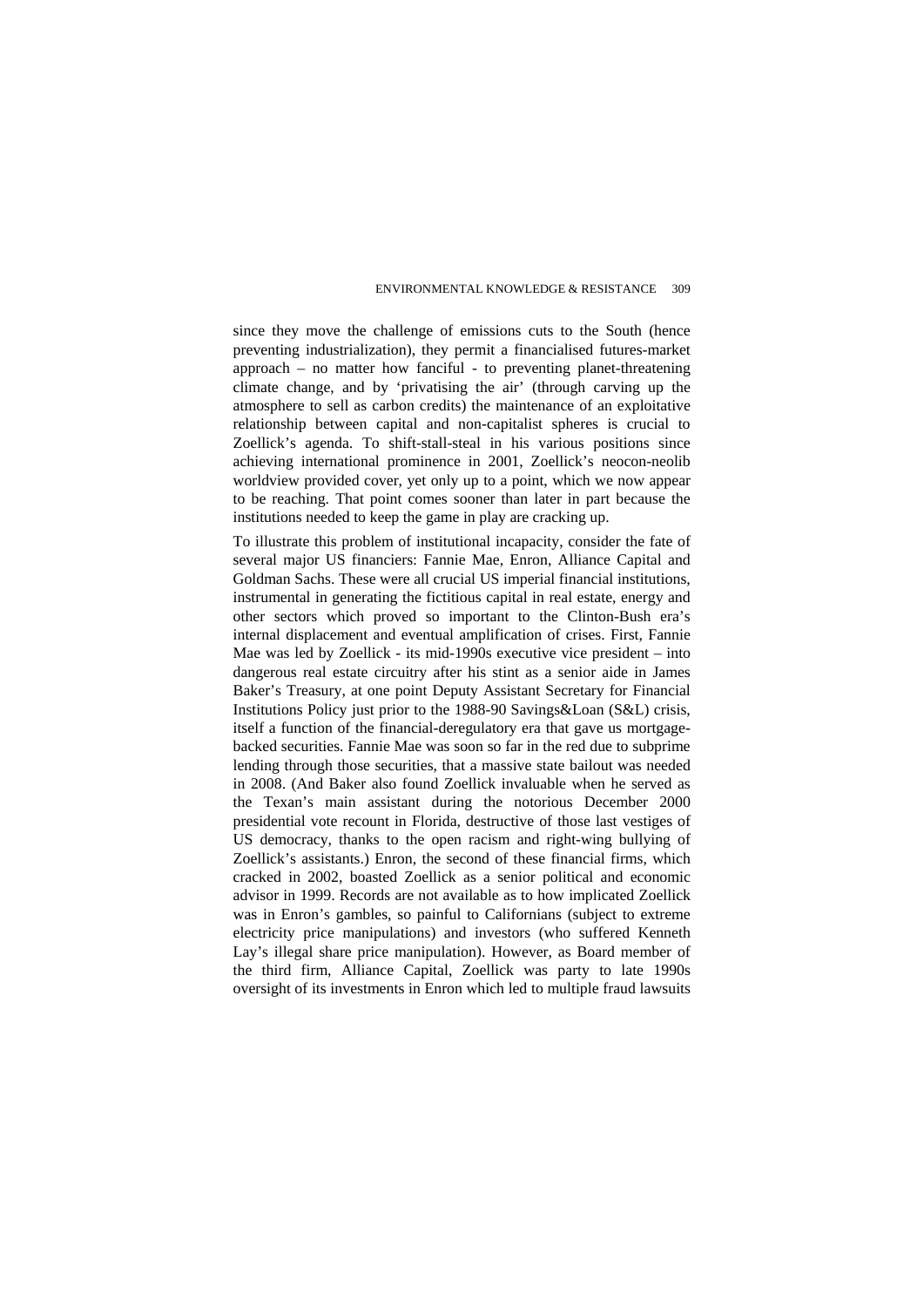since they move the challenge of emissions cuts to the South (hence preventing industrialization), they permit a financialised futures-market approach – no matter how fanciful - to preventing planet-threatening climate change, and by 'privatising the air' (through carving up the atmosphere to sell as carbon credits) the maintenance of an exploitative relationship between capital and non-capitalist spheres is crucial to Zoellick's agenda. To shift-stall-steal in his various positions since achieving international prominence in 2001, Zoellick's neocon-neolib worldview provided cover, yet only up to a point, which we now appear to be reaching. That point comes sooner than later in part because the institutions needed to keep the game in play are cracking up.

To illustrate this problem of institutional incapacity, consider the fate of several major US financiers: Fannie Mae, Enron, Alliance Capital and Goldman Sachs. These were all crucial US imperial financial institutions, instrumental in generating the fictitious capital in real estate, energy and other sectors which proved so important to the Clinton-Bush era's internal displacement and eventual amplification of crises. First, Fannie Mae was led by Zoellick - its mid-1990s executive vice president – into dangerous real estate circuitry after his stint as a senior aide in James Baker's Treasury, at one point Deputy Assistant Secretary for Financial Institutions Policy just prior to the 1988-90 Savings&Loan (S&L) crisis, itself a function of the financial-deregulatory era that gave us mortgage-backed securities. Fannie Mae was soon so far in the red due to subprime lending through those securities, that a massive state bailout was needed in 2008. (And Baker also found Zoellick invaluable when he served as the Texan's main assistant during the notorious December 2000 presidential vote recount in Florida, destructive of those last vestiges of US democracy, thanks to the open racism and right-wing bullying of Zoellick's assistants.) Enron, the second of these financial firms, which cracked in 2002, boasted Zoellick as a senior political and economic advisor in 1999. Records are not available as to how implicated Zoellick was in Enron's gambles, so painful to Californians (subject to extreme electricity price manipulations) and investors (who suffered Kenneth Lay's illegal share price manipulation). However, as Board member of the third firm, Alliance Capital, Zoellick was party to late 1990s oversight of its investments in Enron which led to multiple fraud lawsuits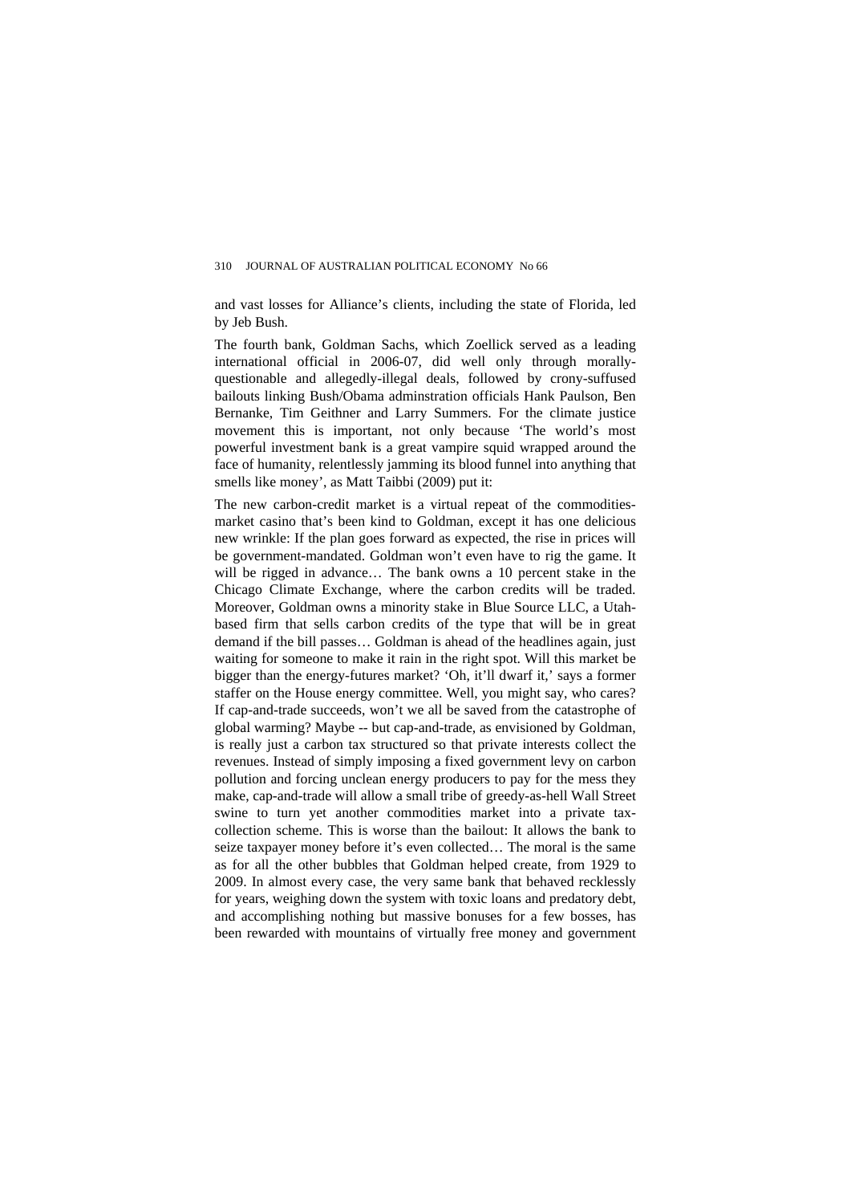and vast losses for Alliance's clients, including the state of Florida, led by Jeb Bush.

The fourth bank, Goldman Sachs, which Zoellick served as a leading international official in 2006-07, did well only through morally-questionable and allegedly-illegal deals, followed by crony-suffused bailouts linking Bush/Obama adminstration officials Hank Paulson, Ben Bernanke, Tim Geithner and Larry Summers. For the climate justice movement this is important, not only because 'The world's most powerful investment bank is a great vampire squid wrapped around the face of humanity, relentlessly jamming its blood funnel into anything that smells like money', as Matt Taibbi (2009) put it:

The new carbon-credit market is a virtual repeat of the commodities-market casino that's been kind to Goldman, except it has one delicious new wrinkle: If the plan goes forward as expected, the rise in prices will be government-mandated. Goldman won't even have to rig the game. It will be rigged in advance… The bank owns a 10 percent stake in the Chicago Climate Exchange, where the carbon credits will be traded. Moreover, Goldman owns a minority stake in Blue Source LLC, a Utah-based firm that sells carbon credits of the type that will be in great demand if the bill passes… Goldman is ahead of the headlines again, just waiting for someone to make it rain in the right spot. Will this market be bigger than the energy-futures market? 'Oh, it'll dwarf it,' says a former staffer on the House energy committee. Well, you might say, who cares? If cap-and-trade succeeds, won't we all be saved from the catastrophe of global warming? Maybe -- but cap-and-trade, as envisioned by Goldman, is really just a carbon tax structured so that private interests collect the revenues. Instead of simply imposing a fixed government levy on carbon pollution and forcing unclean energy producers to pay for the mess they make, cap-and-trade will allow a small tribe of greedy-as-hell Wall Street swine to turn yet another commodities market into a private tax-collection scheme. This is worse than the bailout: It allows the bank to seize taxpayer money before it's even collected… The moral is the same as for all the other bubbles that Goldman helped create, from 1929 to 2009. In almost every case, the very same bank that behaved recklessly for years, weighing down the system with toxic loans and predatory debt, and accomplishing nothing but massive bonuses for a few bosses, has been rewarded with mountains of virtually free money and government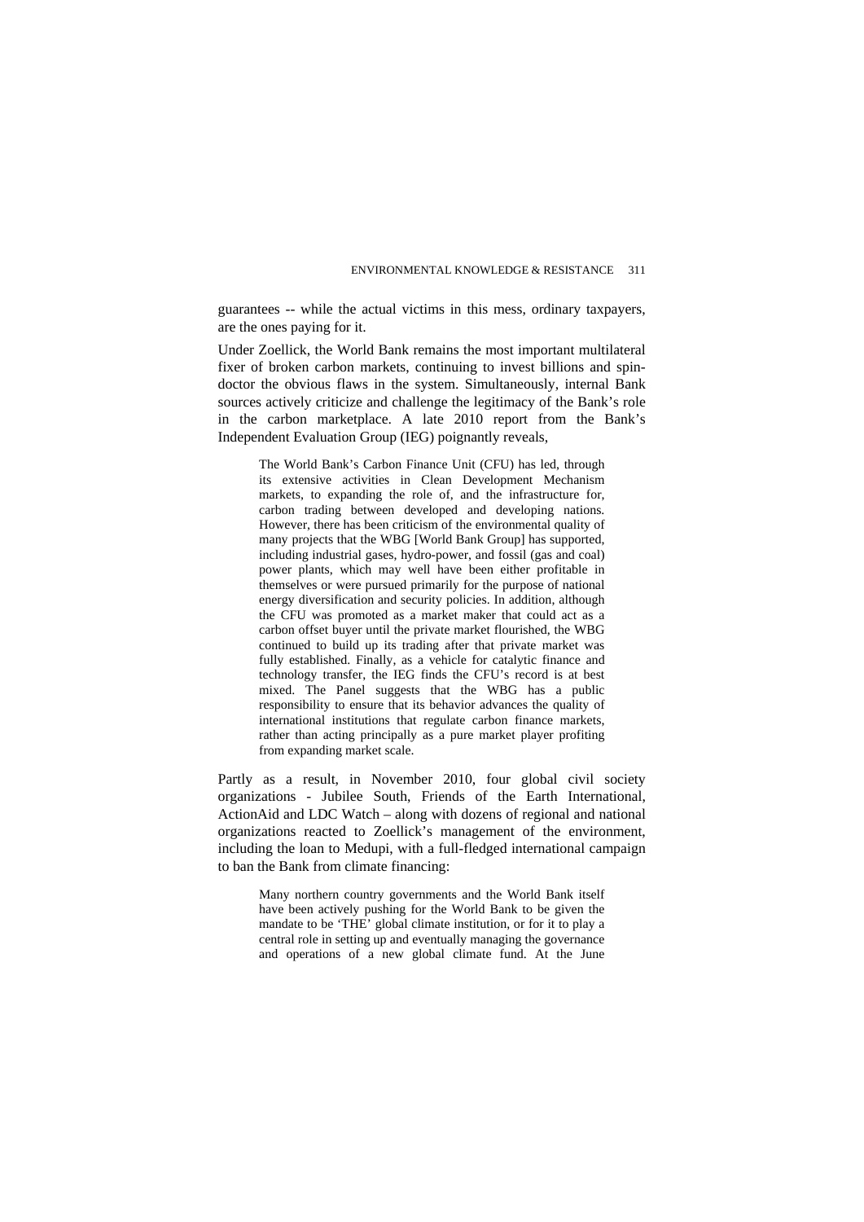guarantees -- while the actual victims in this mess, ordinary taxpayers, are the ones paying for it.

Under Zoellick, the World Bank remains the most important multilateral fixer of broken carbon markets, continuing to invest billions and spin-doctor the obvious flaws in the system. Simultaneously, internal Bank sources actively criticize and challenge the legitimacy of the Bank's role in the carbon marketplace. A late 2010 report from the Bank's Independent Evaluation Group (IEG) poignantly reveals,

> The World Bank's Carbon Finance Unit (CFU) has led, through its extensive activities in Clean Development Mechanism markets, to expanding the role of, and the infrastructure for, carbon trading between developed and developing nations. However, there has been criticism of the environmental quality of many projects that the WBG [World Bank Group] has supported, including industrial gases, hydro-power, and fossil (gas and coal) power plants, which may well have been either profitable in themselves or were pursued primarily for the purpose of national energy diversification and security policies. In addition, although the CFU was promoted as a market maker that could act as a carbon offset buyer until the private market flourished, the WBG continued to build up its trading after that private market was fully established. Finally, as a vehicle for catalytic finance and technology transfer, the IEG finds the CFU's record is at best mixed. The Panel suggests that the WBG has a public responsibility to ensure that its behavior advances the quality of international institutions that regulate carbon finance markets, rather than acting principally as a pure market player profiting from expanding market scale.

Partly as a result, in November 2010, four global civil society organizations - Jubilee South, Friends of the Earth International, ActionAid and LDC Watch – along with dozens of regional and national organizations reacted to Zoellick's management of the environment, including the loan to Medupi, with a full-fledged international campaign to ban the Bank from climate financing:

> Many northern country governments and the World Bank itself have been actively pushing for the World Bank to be given the mandate to be 'THE' global climate institution, or for it to play a central role in setting up and eventually managing the governance and operations of a new global climate fund. At the June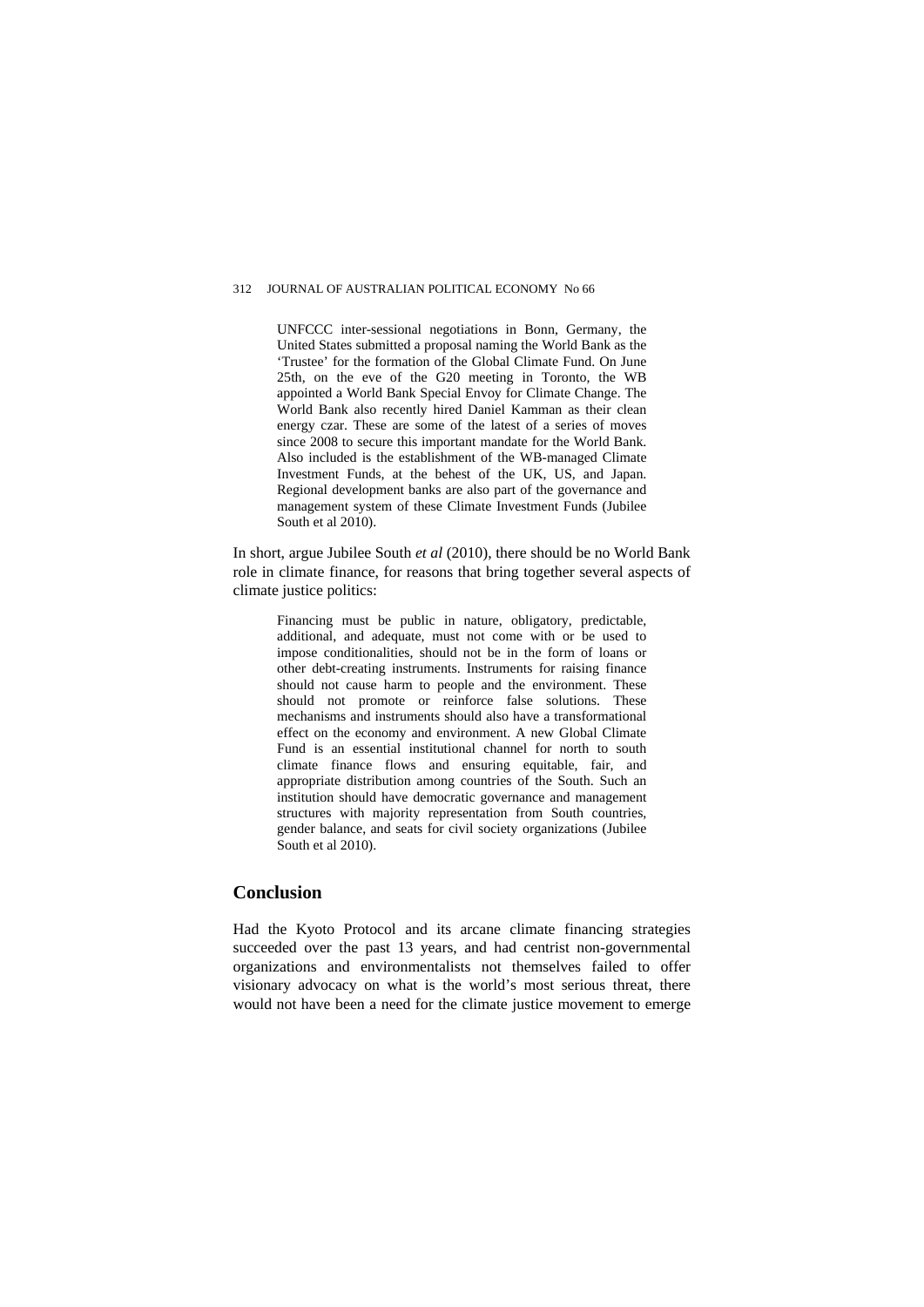> UNFCCC inter-sessional negotiations in Bonn, Germany, the United States submitted a proposal naming the World Bank as the 'Trustee' for the formation of the Global Climate Fund. On June 25th, on the eve of the G20 meeting in Toronto, the WB appointed a World Bank Special Envoy for Climate Change. The World Bank also recently hired Daniel Kamman as their clean energy czar. These are some of the latest of a series of moves since 2008 to secure this important mandate for the World Bank. Also included is the establishment of the WB-managed Climate Investment Funds, at the behest of the UK, US, and Japan. Regional development banks are also part of the governance and management system of these Climate Investment Funds (Jubilee South et al 2010).

In short, argue Jubilee South *et al* (2010), there should be no World Bank role in climate finance, for reasons that bring together several aspects of climate justice politics:

> Financing must be public in nature, obligatory, predictable, additional, and adequate, must not come with or be used to impose conditionalities, should not be in the form of loans or other debt-creating instruments. Instruments for raising finance should not cause harm to people and the environment. These should not promote or reinforce false solutions. These mechanisms and instruments should also have a transformational effect on the economy and environment. A new Global Climate Fund is an essential institutional channel for north to south climate finance flows and ensuring equitable, fair, and appropriate distribution among countries of the South. Such an institution should have democratic governance and management structures with majority representation from South countries, gender balance, and seats for civil society organizations (Jubilee South et al 2010).

## Conclusion

Had the Kyoto Protocol and its arcane climate financing strategies succeeded over the past 13 years, and had centrist non-governmental organizations and environmentalists not themselves failed to offer visionary advocacy on what is the world's most serious threat, there would not have been a need for the climate justice movement to emerge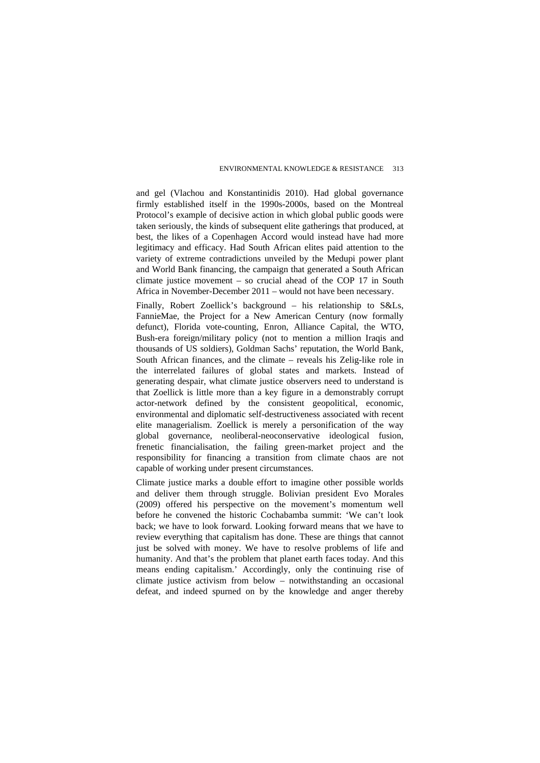and gel (Vlachou and Konstantinidis 2010). Had global governance firmly established itself in the 1990s-2000s, based on the Montreal Protocol's example of decisive action in which global public goods were taken seriously, the kinds of subsequent elite gatherings that produced, at best, the likes of a Copenhagen Accord would instead have had more legitimacy and efficacy. Had South African elites paid attention to the variety of extreme contradictions unveiled by the Medupi power plant and World Bank financing, the campaign that generated a South African climate justice movement – so crucial ahead of the COP 17 in South Africa in November-December 2011 – would not have been necessary.

Finally, Robert Zoellick's background – his relationship to S&Ls, FannieMae, the Project for a New American Century (now formally defunct), Florida vote-counting, Enron, Alliance Capital, the WTO, Bush-era foreign/military policy (not to mention a million Iraqis and thousands of US soldiers), Goldman Sachs' reputation, the World Bank, South African finances, and the climate – reveals his Zelig-like role in the interrelated failures of global states and markets. Instead of generating despair, what climate justice observers need to understand is that Zoellick is little more than a key figure in a demonstrably corrupt actor-network defined by the consistent geopolitical, economic, environmental and diplomatic self-destructiveness associated with recent elite managerialism. Zoellick is merely a personification of the way global governance, neoliberal-neoconservative ideological fusion, frenetic financialisation, the failing green-market project and the responsibility for financing a transition from climate chaos are not capable of working under present circumstances.

Climate justice marks a double effort to imagine other possible worlds and deliver them through struggle. Bolivian president Evo Morales (2009) offered his perspective on the movement's momentum well before he convened the historic Cochabamba summit: 'We can't look back; we have to look forward. Looking forward means that we have to review everything that capitalism has done. These are things that cannot just be solved with money. We have to resolve problems of life and humanity. And that's the problem that planet earth faces today. And this means ending capitalism.' Accordingly, only the continuing rise of climate justice activism from below – notwithstanding an occasional defeat, and indeed spurned on by the knowledge and anger thereby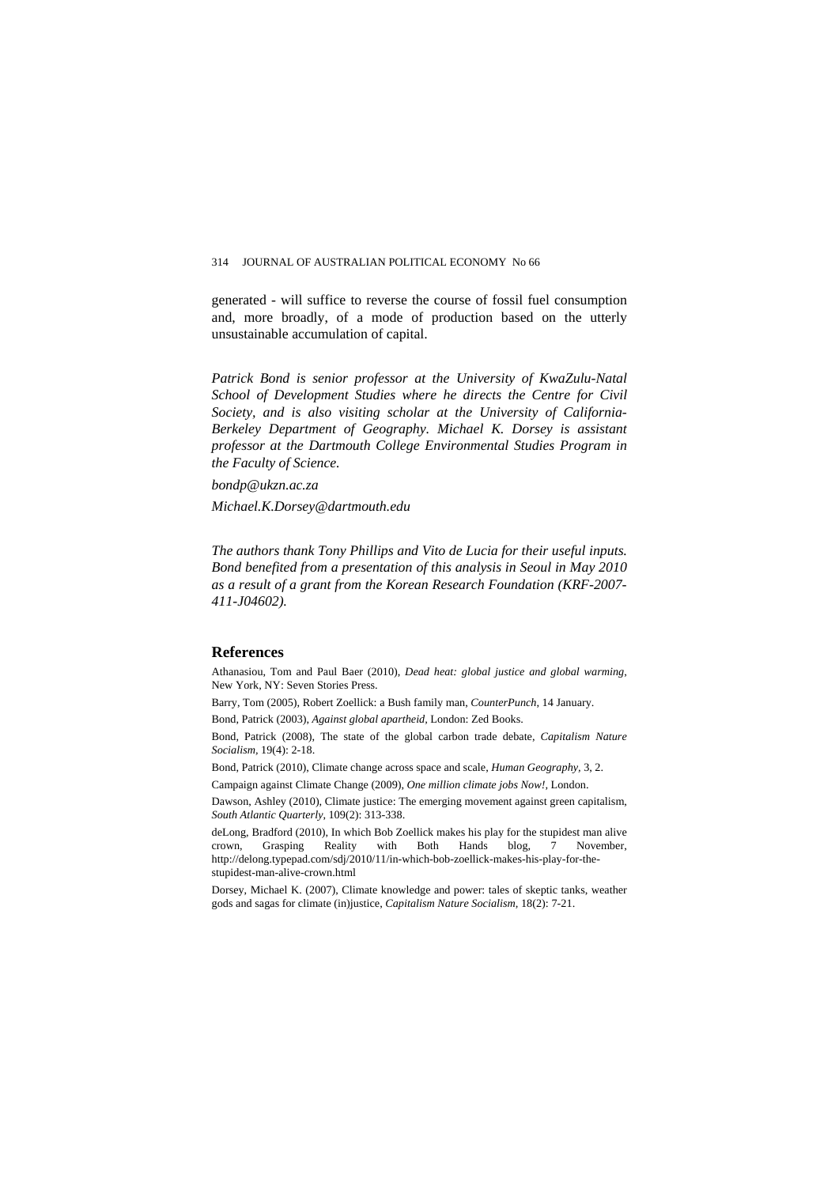generated - will suffice to reverse the course of fossil fuel consumption and, more broadly, of a mode of production based on the utterly unsustainable accumulation of capital.

*Patrick Bond is senior professor at the University of KwaZulu-Natal School of Development Studies where he directs the Centre for Civil Society, and is also visiting scholar at the University of California-Berkeley Department of Geography. Michael K. Dorsey is assistant professor at the Dartmouth College Environmental Studies Program in the Faculty of Science.*

*bondp@ukzn.ac.za*

*Michael.K.Dorsey@dartmouth.edu*

*The authors thank Tony Phillips and Vito de Lucia for their useful inputs. Bond benefited from a presentation of this analysis in Seoul in May 2010 as a result of a grant from the Korean Research Foundation (KRF-2007-411-J04602).*

## References

Athanasiou, Tom and Paul Baer (2010), *Dead heat: global justice and global warming*, New York, NY: Seven Stories Press.

Barry, Tom (2005), Robert Zoellick: a Bush family man, *CounterPunch*, 14 January.

Bond, Patrick (2003), *Against global apartheid*, London: Zed Books.

Bond, Patrick (2008), The state of the global carbon trade debate, *Capitalism Nature Socialism*, 19(4): 2-18.

Bond, Patrick (2010), Climate change across space and scale, *Human Geography*, 3, 2.

Campaign against Climate Change (2009), *One million climate jobs Now!*, London.

Dawson, Ashley (2010), Climate justice: The emerging movement against green capitalism, *South Atlantic Quarterly*, 109(2): 313-338.

deLong, Bradford (2010), In which Bob Zoellick makes his play for the stupidest man alive crown, Grasping Reality with Both Hands blog, 7 November, http://delong.typepad.com/sdj/2010/11/in-which-bob-zoellick-makes-his-play-for-the-stupidest-man-alive-crown.html

Dorsey, Michael K. (2007), Climate knowledge and power: tales of skeptic tanks, weather gods and sagas for climate (in)justice, *Capitalism Nature Socialism*, 18(2): 7-21.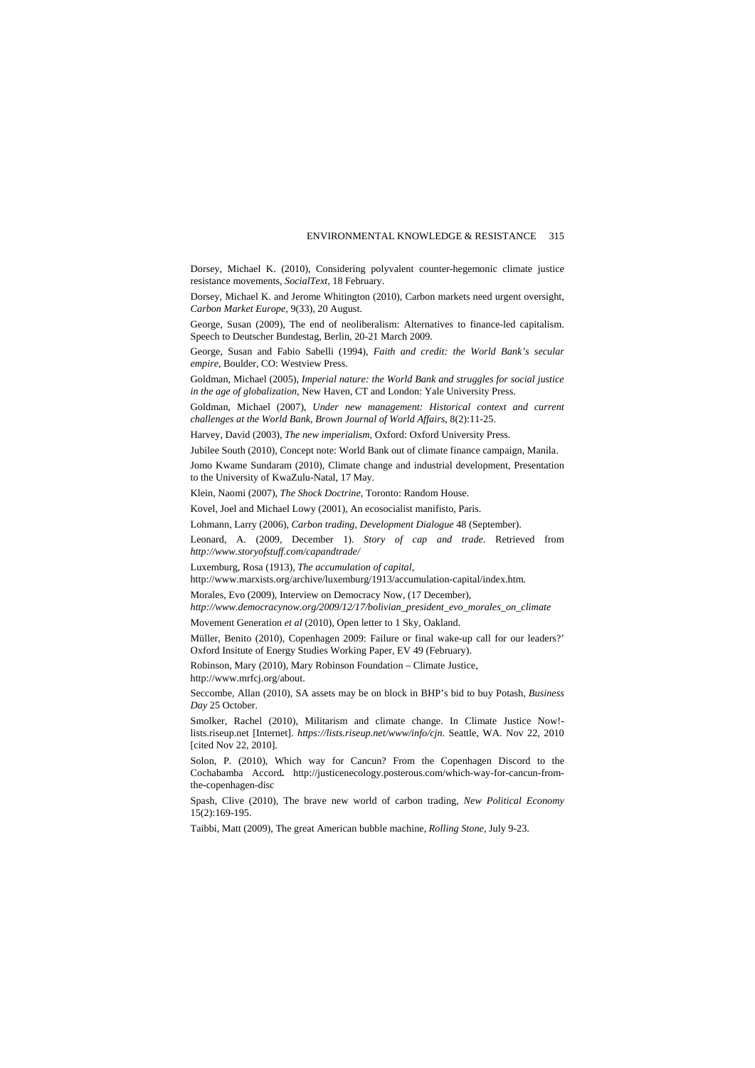Dorsey, Michael K. (2010), Considering polyvalent counter-hegemonic climate justice resistance movements, *SocialText*, 18 February.

Dorsey, Michael K. and Jerome Whitington (2010), Carbon markets need urgent oversight, *Carbon Market Europe*, 9(33), 20 August.

George, Susan (2009), The end of neoliberalism: Alternatives to finance-led capitalism. Speech to Deutscher Bundestag, Berlin, 20-21 March 2009.

George, Susan and Fabio Sabelli (1994), *Faith and credit: the World Bank's secular empire*, Boulder, CO: Westview Press.

Goldman, Michael (2005), *Imperial nature: the World Bank and struggles for social justice in the age of globalization*, New Haven, CT and London: Yale University Press.

Goldman, Michael (2007), *Under new management: Historical context and current challenges at the World Bank*, *Brown Journal of World Affairs*, 8(2):11-25.

Harvey, David (2003), *The new imperialism*, Oxford: Oxford University Press.

Jubilee South (2010), Concept note: World Bank out of climate finance campaign, Manila.

Jomo Kwame Sundaram (2010), Climate change and industrial development, Presentation to the University of KwaZulu-Natal, 17 May.

Klein, Naomi (2007), *The Shock Doctrine*, Toronto: Random House.

Kovel, Joel and Michael Lowy (2001), An ecosocialist manifisto, Paris.

Lohmann, Larry (2006), *Carbon trading*, *Development Dialogue* 48 (September).

Leonard, A. (2009, December 1). *Story of cap and trade*. Retrieved from *http://www.storyofstuff.com/capandtrade/*

Luxemburg, Rosa (1913), *The accumulation of capital*, http://www.marxists.org/archive/luxemburg/1913/accumulation-capital/index.htm.

Morales, Evo (2009), Interview on Democracy Now, (17 December), *http://www.democracynow.org/2009/12/17/bolivian_president_evo_morales_on_climate*

Movement Generation *et al* (2010), Open letter to 1 Sky, Oakland.

Müller, Benito (2010), Copenhagen 2009: Failure or final wake-up call for our leaders?' Oxford Insitute of Energy Studies Working Paper, EV 49 (February).

Robinson, Mary (2010), Mary Robinson Foundation – Climate Justice, http://www.mrfcj.org/about.

Seccombe, Allan (2010), SA assets may be on block in BHP's bid to buy Potash, *Business Day* 25 October.

Smolker, Rachel (2010), Militarism and climate change. In Climate Justice Now!-lists.riseup.net [Internet]. *https://lists.riseup.net/www/info/cjn*. Seattle, WA. Nov 22, 2010 [cited Nov 22, 2010].

Solon, P. (2010), Which way for Cancun? From the Copenhagen Discord to the Cochabamba Accord**.** http://justicenecology.posterous.com/which-way-for-cancun-from-the-copenhagen-disc

Spash, Clive (2010), The brave new world of carbon trading, *New Political Economy* 15(2):169-195.

Taibbi, Matt (2009), The great American bubble machine, *Rolling Stone*, July 9-23.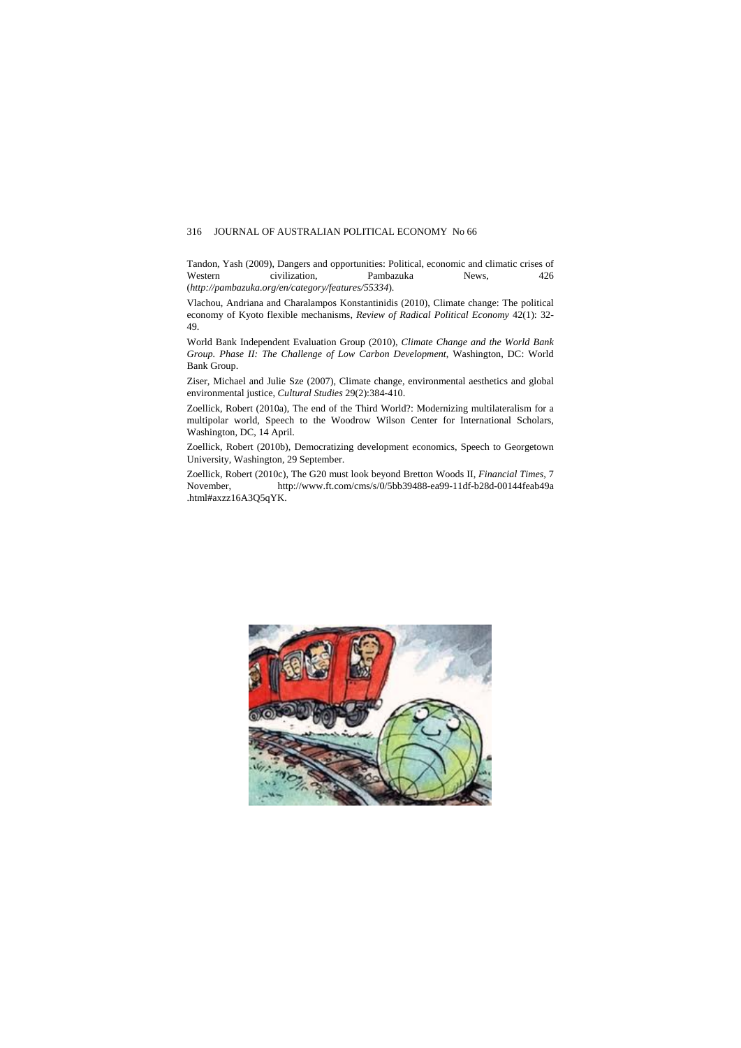Tandon, Yash (2009), Dangers and opportunities: Political, economic and climatic crises of Western civilization, Pambazuka News, 426 (*http://pambazuka.org/en/category/features/55334*).

Vlachou, Andriana and Charalampos Konstantinidis (2010), Climate change: The political economy of Kyoto flexible mechanisms, *Review of Radical Political Economy* 42(1): 32-49.

World Bank Independent Evaluation Group (2010), *Climate Change and the World Bank Group. Phase II: The Challenge of Low Carbon Development*, Washington, DC: World Bank Group.

Ziser, Michael and Julie Sze (2007), Climate change, environmental aesthetics and global environmental justice, *Cultural Studies* 29(2):384-410.

Zoellick, Robert (2010a), The end of the Third World?: Modernizing multilateralism for a multipolar world, Speech to the Woodrow Wilson Center for International Scholars, Washington, DC, 14 April.

Zoellick, Robert (2010b), Democratizing development economics, Speech to Georgetown University, Washington, 29 September.

Zoellick, Robert (2010c), The G20 must look beyond Bretton Woods II, *Financial Times*, 7 November, http://www.ft.com/cms/s/0/5bb39488-ea99-11df-b28d-00144feab49a.html#axzz16A3Q5qYK.